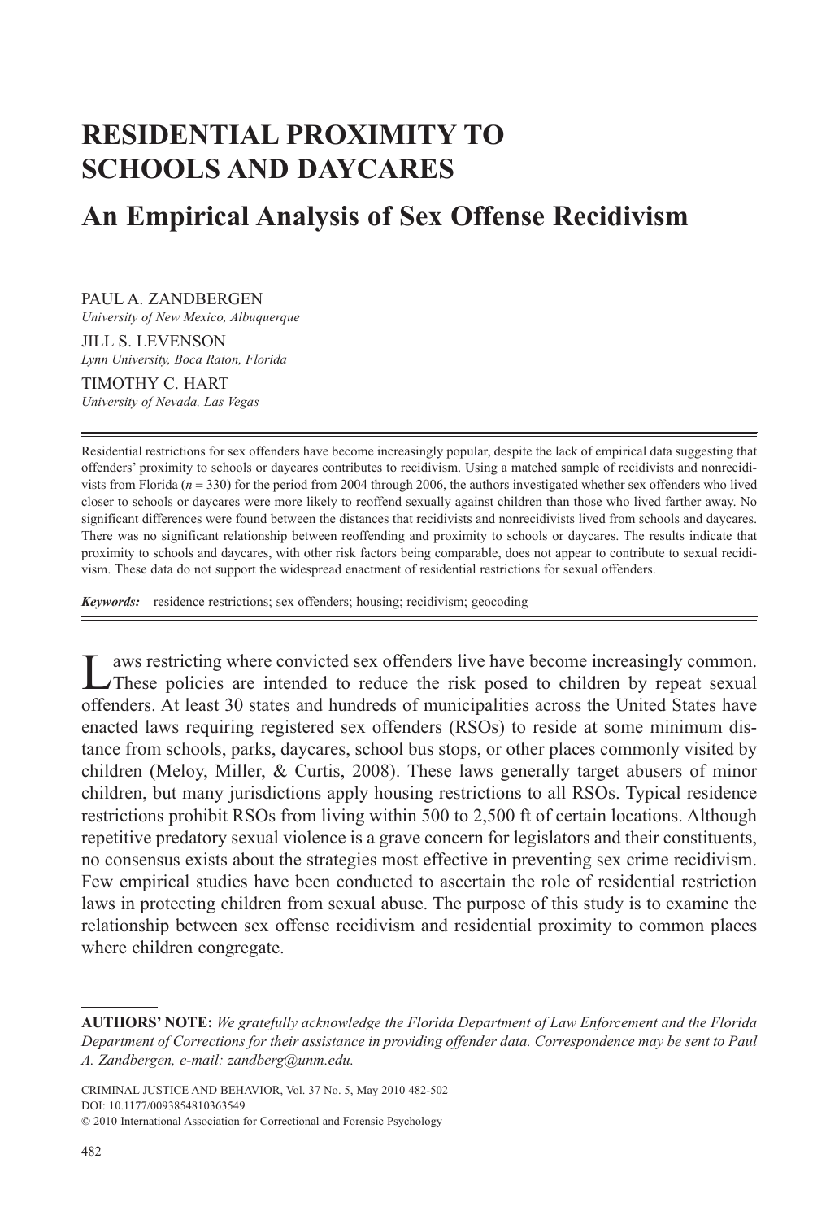# RESIDENTIAL PROXIMITY TO SCHOOLS AND DAYCARES

## An Empirical Analysis of Sex Offense Recidivism

PAUL A. ZANDBERGEN
*University of New Mexico, Albuquerque*

JILL S. LEVENSON
*Lynn University, Boca Raton, Florida*

TIMOTHY C. HART
*University of Nevada, Las Vegas*

---

Residential restrictions for sex offenders have become increasingly popular, despite the lack of empirical data suggesting that offenders' proximity to schools or daycares contributes to recidivism. Using a matched sample of recidivists and nonrecidivists from Florida ($n = 330$) for the period from 2004 through 2006, the authors investigated whether sex offenders who lived closer to schools or daycares were more likely to reoffend sexually against children than those who lived farther away. No significant differences were found between the distances that recidivists and nonrecidivists lived from schools and daycares. There was no significant relationship between reoffending and proximity to schools or daycares. The results indicate that proximity to schools and daycares, with other risk factors being comparable, does not appear to contribute to sexual recidivism. These data do not support the widespread enactment of residential restrictions for sexual offenders.

***Keywords:*** residence restrictions; sex offenders; housing; recidivism; geocoding

---

Laws restricting where convicted sex offenders live have become increasingly common. These policies are intended to reduce the risk posed to children by repeat sexual offenders. At least 30 states and hundreds of municipalities across the United States have enacted laws requiring registered sex offenders (RSOs) to reside at some minimum distance from schools, parks, daycares, school bus stops, or other places commonly visited by children (Meloy, Miller, & Curtis, 2008). These laws generally target abusers of minor children, but many jurisdictions apply housing restrictions to all RSOs. Typical residence restrictions prohibit RSOs from living within 500 to 2,500 ft of certain locations. Although repetitive predatory sexual violence is a grave concern for legislators and their constituents, no consensus exists about the strategies most effective in preventing sex crime recidivism. Few empirical studies have been conducted to ascertain the role of residential restriction laws in protecting children from sexual abuse. The purpose of this study is to examine the relationship between sex offense recidivism and residential proximity to common places where children congregate.

---

**AUTHORS' NOTE:** *We gratefully acknowledge the Florida Department of Law Enforcement and the Florida Department of Corrections for their assistance in providing offender data. Correspondence may be sent to Paul A. Zandbergen, e-mail: zandberg@unm.edu.*

CRIMINAL JUSTICE AND BEHAVIOR, Vol. 37 No. 5, May 2010 482-502
DOI: 10.1177/0093854810363549
© 2010 International Association for Correctional and Forensic Psychology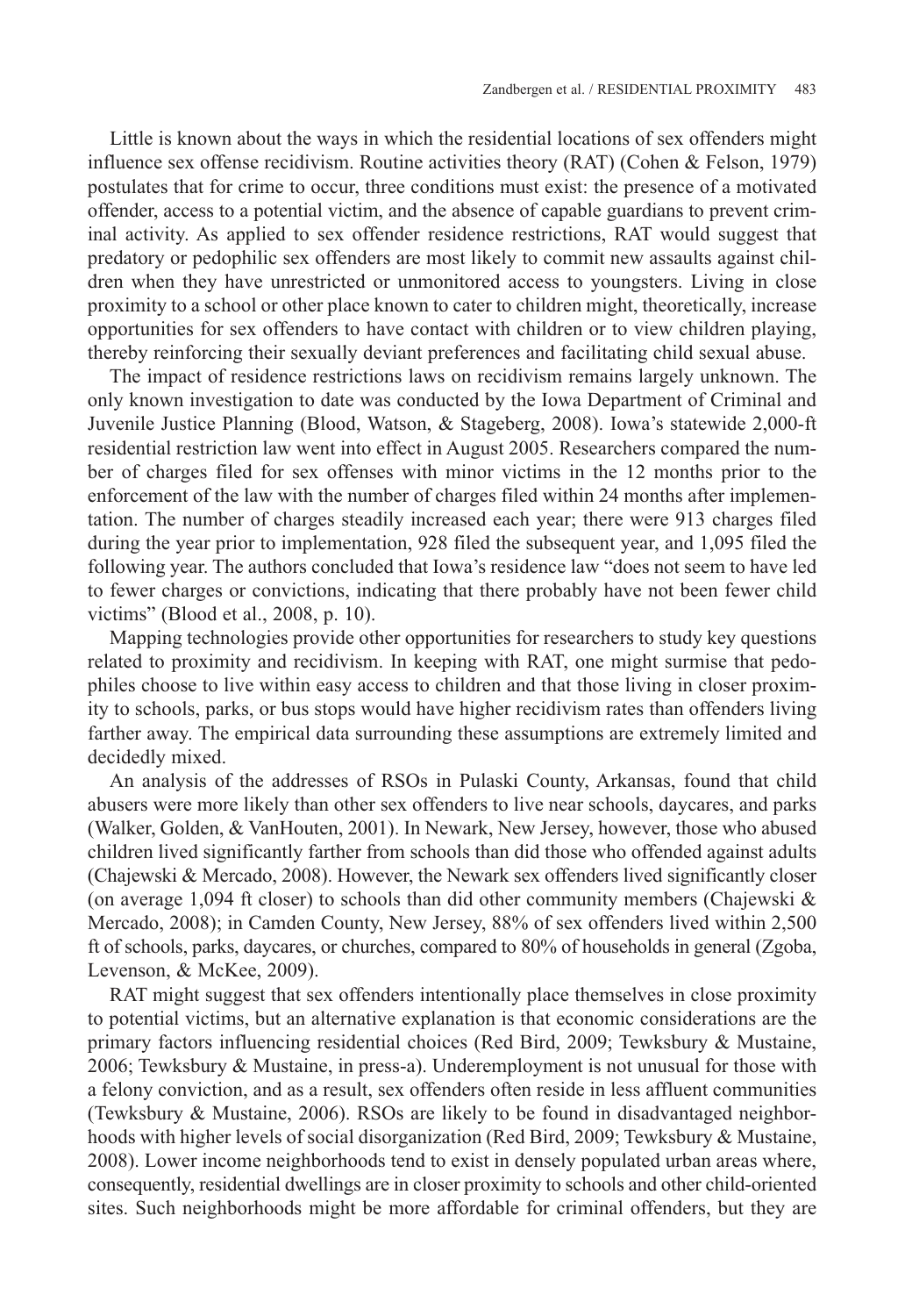Little is known about the ways in which the residential locations of sex offenders might influence sex offense recidivism. Routine activities theory (RAT) (Cohen & Felson, 1979) postulates that for crime to occur, three conditions must exist: the presence of a motivated offender, access to a potential victim, and the absence of capable guardians to prevent criminal activity. As applied to sex offender residence restrictions, RAT would suggest that predatory or pedophilic sex offenders are most likely to commit new assaults against children when they have unrestricted or unmonitored access to youngsters. Living in close proximity to a school or other place known to cater to children might, theoretically, increase opportunities for sex offenders to have contact with children or to view children playing, thereby reinforcing their sexually deviant preferences and facilitating child sexual abuse.

The impact of residence restrictions laws on recidivism remains largely unknown. The only known investigation to date was conducted by the Iowa Department of Criminal and Juvenile Justice Planning (Blood, Watson, & Stageberg, 2008). Iowa's statewide 2,000-ft residential restriction law went into effect in August 2005. Researchers compared the number of charges filed for sex offenses with minor victims in the 12 months prior to the enforcement of the law with the number of charges filed within 24 months after implementation. The number of charges steadily increased each year; there were 913 charges filed during the year prior to implementation, 928 filed the subsequent year, and 1,095 filed the following year. The authors concluded that Iowa's residence law "does not seem to have led to fewer charges or convictions, indicating that there probably have not been fewer child victims" (Blood et al., 2008, p. 10).

Mapping technologies provide other opportunities for researchers to study key questions related to proximity and recidivism. In keeping with RAT, one might surmise that pedophiles choose to live within easy access to children and that those living in closer proximity to schools, parks, or bus stops would have higher recidivism rates than offenders living farther away. The empirical data surrounding these assumptions are extremely limited and decidedly mixed.

An analysis of the addresses of RSOs in Pulaski County, Arkansas, found that child abusers were more likely than other sex offenders to live near schools, daycares, and parks (Walker, Golden, & VanHouten, 2001). In Newark, New Jersey, however, those who abused children lived significantly farther from schools than did those who offended against adults (Chajewski & Mercado, 2008). However, the Newark sex offenders lived significantly closer (on average 1,094 ft closer) to schools than did other community members (Chajewski & Mercado, 2008); in Camden County, New Jersey, 88% of sex offenders lived within 2,500 ft of schools, parks, daycares, or churches, compared to 80% of households in general (Zgoba, Levenson, & McKee, 2009).

RAT might suggest that sex offenders intentionally place themselves in close proximity to potential victims, but an alternative explanation is that economic considerations are the primary factors influencing residential choices (Red Bird, 2009; Tewksbury & Mustaine, 2006; Tewksbury & Mustaine, in press-a). Underemployment is not unusual for those with a felony conviction, and as a result, sex offenders often reside in less affluent communities (Tewksbury & Mustaine, 2006). RSOs are likely to be found in disadvantaged neighborhoods with higher levels of social disorganization (Red Bird, 2009; Tewksbury & Mustaine, 2008). Lower income neighborhoods tend to exist in densely populated urban areas where, consequently, residential dwellings are in closer proximity to schools and other child-oriented sites. Such neighborhoods might be more affordable for criminal offenders, but they are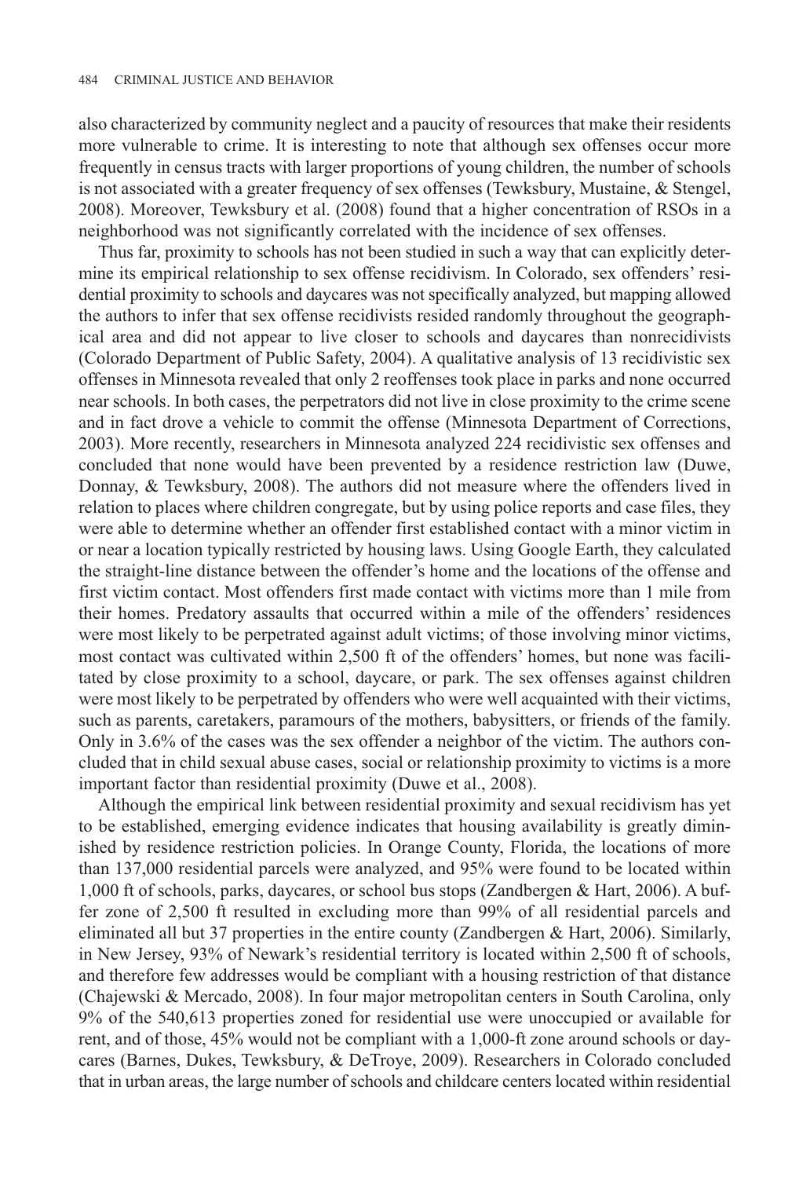also characterized by community neglect and a paucity of resources that make their residents more vulnerable to crime. It is interesting to note that although sex offenses occur more frequently in census tracts with larger proportions of young children, the number of schools is not associated with a greater frequency of sex offenses (Tewksbury, Mustaine, & Stengel, 2008). Moreover, Tewksbury et al. (2008) found that a higher concentration of RSOs in a neighborhood was not significantly correlated with the incidence of sex offenses.

Thus far, proximity to schools has not been studied in such a way that can explicitly determine its empirical relationship to sex offense recidivism. In Colorado, sex offenders' residential proximity to schools and daycares was not specifically analyzed, but mapping allowed the authors to infer that sex offense recidivists resided randomly throughout the geographical area and did not appear to live closer to schools and daycares than nonrecidivists (Colorado Department of Public Safety, 2004). A qualitative analysis of 13 recidivistic sex offenses in Minnesota revealed that only 2 reoffenses took place in parks and none occurred near schools. In both cases, the perpetrators did not live in close proximity to the crime scene and in fact drove a vehicle to commit the offense (Minnesota Department of Corrections, 2003). More recently, researchers in Minnesota analyzed 224 recidivistic sex offenses and concluded that none would have been prevented by a residence restriction law (Duwe, Donnay, & Tewksbury, 2008). The authors did not measure where the offenders lived in relation to places where children congregate, but by using police reports and case files, they were able to determine whether an offender first established contact with a minor victim in or near a location typically restricted by housing laws. Using Google Earth, they calculated the straight-line distance between the offender's home and the locations of the offense and first victim contact. Most offenders first made contact with victims more than 1 mile from their homes. Predatory assaults that occurred within a mile of the offenders' residences were most likely to be perpetrated against adult victims; of those involving minor victims, most contact was cultivated within 2,500 ft of the offenders' homes, but none was facilitated by close proximity to a school, daycare, or park. The sex offenses against children were most likely to be perpetrated by offenders who were well acquainted with their victims, such as parents, caretakers, paramours of the mothers, babysitters, or friends of the family. Only in 3.6% of the cases was the sex offender a neighbor of the victim. The authors concluded that in child sexual abuse cases, social or relationship proximity to victims is a more important factor than residential proximity (Duwe et al., 2008).

Although the empirical link between residential proximity and sexual recidivism has yet to be established, emerging evidence indicates that housing availability is greatly diminished by residence restriction policies. In Orange County, Florida, the locations of more than 137,000 residential parcels were analyzed, and 95% were found to be located within 1,000 ft of schools, parks, daycares, or school bus stops (Zandbergen & Hart, 2006). A buffer zone of 2,500 ft resulted in excluding more than 99% of all residential parcels and eliminated all but 37 properties in the entire county (Zandbergen & Hart, 2006). Similarly, in New Jersey, 93% of Newark's residential territory is located within 2,500 ft of schools, and therefore few addresses would be compliant with a housing restriction of that distance (Chajewski & Mercado, 2008). In four major metropolitan centers in South Carolina, only 9% of the 540,613 properties zoned for residential use were unoccupied or available for rent, and of those, 45% would not be compliant with a 1,000-ft zone around schools or daycares (Barnes, Dukes, Tewksbury, & DeTroye, 2009). Researchers in Colorado concluded that in urban areas, the large number of schools and childcare centers located within residential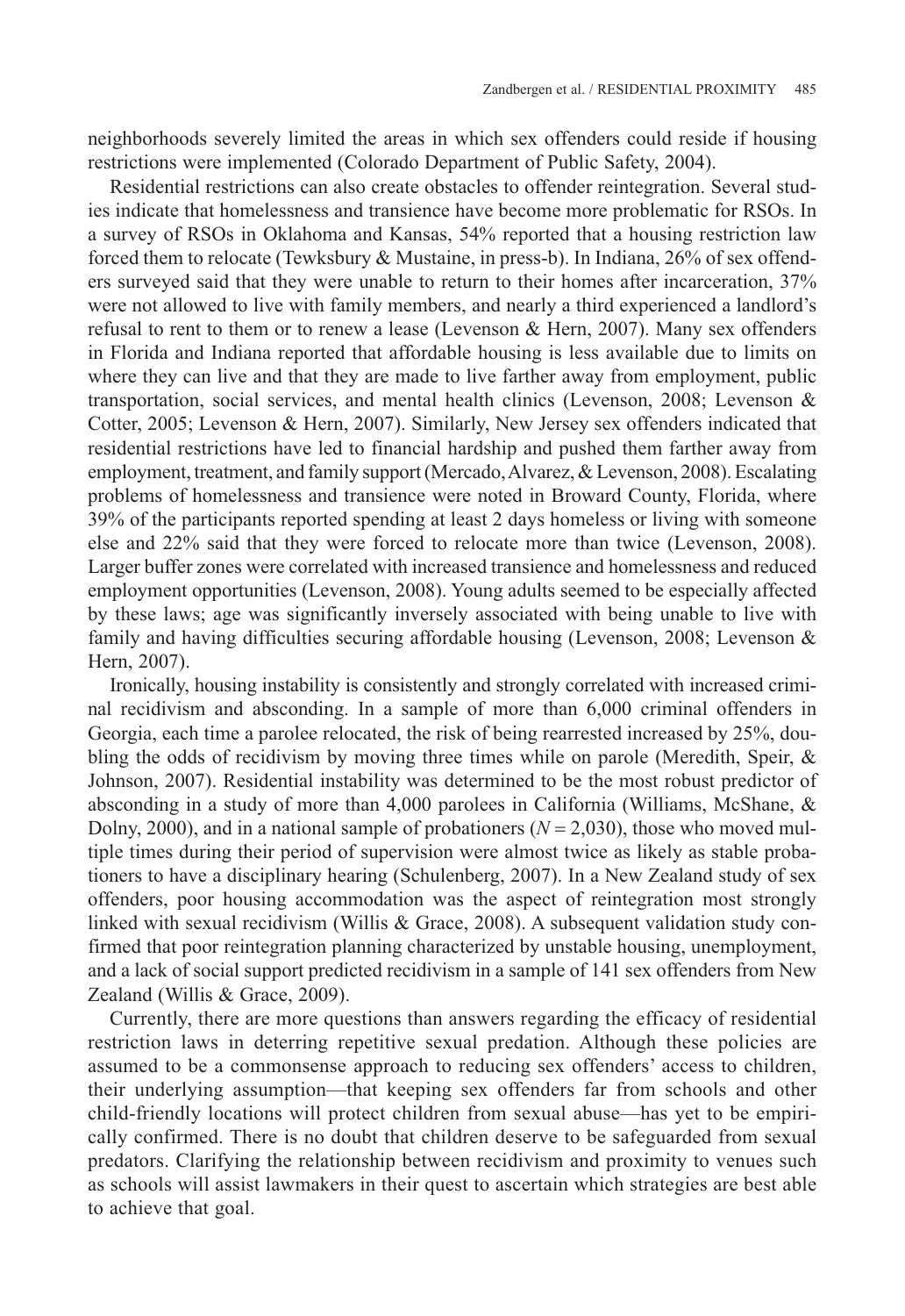neighborhoods severely limited the areas in which sex offenders could reside if housing restrictions were implemented (Colorado Department of Public Safety, 2004).

Residential restrictions can also create obstacles to offender reintegration. Several studies indicate that homelessness and transience have become more problematic for RSOs. In a survey of RSOs in Oklahoma and Kansas, 54% reported that a housing restriction law forced them to relocate (Tewksbury & Mustaine, in press-b). In Indiana, 26% of sex offenders surveyed said that they were unable to return to their homes after incarceration, 37% were not allowed to live with family members, and nearly a third experienced a landlord's refusal to rent to them or to renew a lease (Levenson & Hern, 2007). Many sex offenders in Florida and Indiana reported that affordable housing is less available due to limits on where they can live and that they are made to live farther away from employment, public transportation, social services, and mental health clinics (Levenson, 2008; Levenson & Cotter, 2005; Levenson & Hern, 2007). Similarly, New Jersey sex offenders indicated that residential restrictions have led to financial hardship and pushed them farther away from employment, treatment, and family support (Mercado, Alvarez, & Levenson, 2008). Escalating problems of homelessness and transience were noted in Broward County, Florida, where 39% of the participants reported spending at least 2 days homeless or living with someone else and 22% said that they were forced to relocate more than twice (Levenson, 2008). Larger buffer zones were correlated with increased transience and homelessness and reduced employment opportunities (Levenson, 2008). Young adults seemed to be especially affected by these laws; age was significantly inversely associated with being unable to live with family and having difficulties securing affordable housing (Levenson, 2008; Levenson & Hern, 2007).

Ironically, housing instability is consistently and strongly correlated with increased criminal recidivism and absconding. In a sample of more than 6,000 criminal offenders in Georgia, each time a parolee relocated, the risk of being rearrested increased by 25%, doubling the odds of recidivism by moving three times while on parole (Meredith, Speir, & Johnson, 2007). Residential instability was determined to be the most robust predictor of absconding in a study of more than 4,000 parolees in California (Williams, McShane, & Dolny, 2000), and in a national sample of probationers ($N = 2{,}030$), those who moved multiple times during their period of supervision were almost twice as likely as stable probationers to have a disciplinary hearing (Schulenberg, 2007). In a New Zealand study of sex offenders, poor housing accommodation was the aspect of reintegration most strongly linked with sexual recidivism (Willis & Grace, 2008). A subsequent validation study confirmed that poor reintegration planning characterized by unstable housing, unemployment, and a lack of social support predicted recidivism in a sample of 141 sex offenders from New Zealand (Willis & Grace, 2009).

Currently, there are more questions than answers regarding the efficacy of residential restriction laws in deterring repetitive sexual predation. Although these policies are assumed to be a commonsense approach to reducing sex offenders' access to children, their underlying assumption—that keeping sex offenders far from schools and other child-friendly locations will protect children from sexual abuse—has yet to be empirically confirmed. There is no doubt that children deserve to be safeguarded from sexual predators. Clarifying the relationship between recidivism and proximity to venues such as schools will assist lawmakers in their quest to ascertain which strategies are best able to achieve that goal.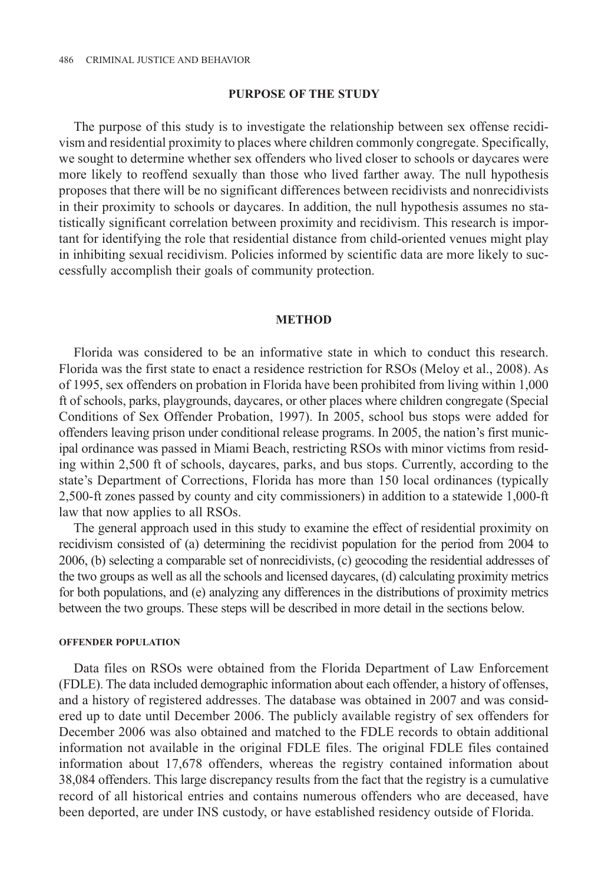## PURPOSE OF THE STUDY

The purpose of this study is to investigate the relationship between sex offense recidivism and residential proximity to places where children commonly congregate. Specifically, we sought to determine whether sex offenders who lived closer to schools or daycares were more likely to reoffend sexually than those who lived farther away. The null hypothesis proposes that there will be no significant differences between recidivists and nonrecidivists in their proximity to schools or daycares. In addition, the null hypothesis assumes no statistically significant correlation between proximity and recidivism. This research is important for identifying the role that residential distance from child-oriented venues might play in inhibiting sexual recidivism. Policies informed by scientific data are more likely to successfully accomplish their goals of community protection.

## METHOD

Florida was considered to be an informative state in which to conduct this research. Florida was the first state to enact a residence restriction for RSOs (Meloy et al., 2008). As of 1995, sex offenders on probation in Florida have been prohibited from living within 1,000 ft of schools, parks, playgrounds, daycares, or other places where children congregate (Special Conditions of Sex Offender Probation, 1997). In 2005, school bus stops were added for offenders leaving prison under conditional release programs. In 2005, the nation's first municipal ordinance was passed in Miami Beach, restricting RSOs with minor victims from residing within 2,500 ft of schools, daycares, parks, and bus stops. Currently, according to the state's Department of Corrections, Florida has more than 150 local ordinances (typically 2,500-ft zones passed by county and city commissioners) in addition to a statewide 1,000-ft law that now applies to all RSOs.

The general approach used in this study to examine the effect of residential proximity on recidivism consisted of (a) determining the recidivist population for the period from 2004 to 2006, (b) selecting a comparable set of nonrecidivists, (c) geocoding the residential addresses of the two groups as well as all the schools and licensed daycares, (d) calculating proximity metrics for both populations, and (e) analyzing any differences in the distributions of proximity metrics between the two groups. These steps will be described in more detail in the sections below.

### OFFENDER POPULATION

Data files on RSOs were obtained from the Florida Department of Law Enforcement (FDLE). The data included demographic information about each offender, a history of offenses, and a history of registered addresses. The database was obtained in 2007 and was considered up to date until December 2006. The publicly available registry of sex offenders for December 2006 was also obtained and matched to the FDLE records to obtain additional information not available in the original FDLE files. The original FDLE files contained information about 17,678 offenders, whereas the registry contained information about 38,084 offenders. This large discrepancy results from the fact that the registry is a cumulative record of all historical entries and contains numerous offenders who are deceased, have been deported, are under INS custody, or have established residency outside of Florida.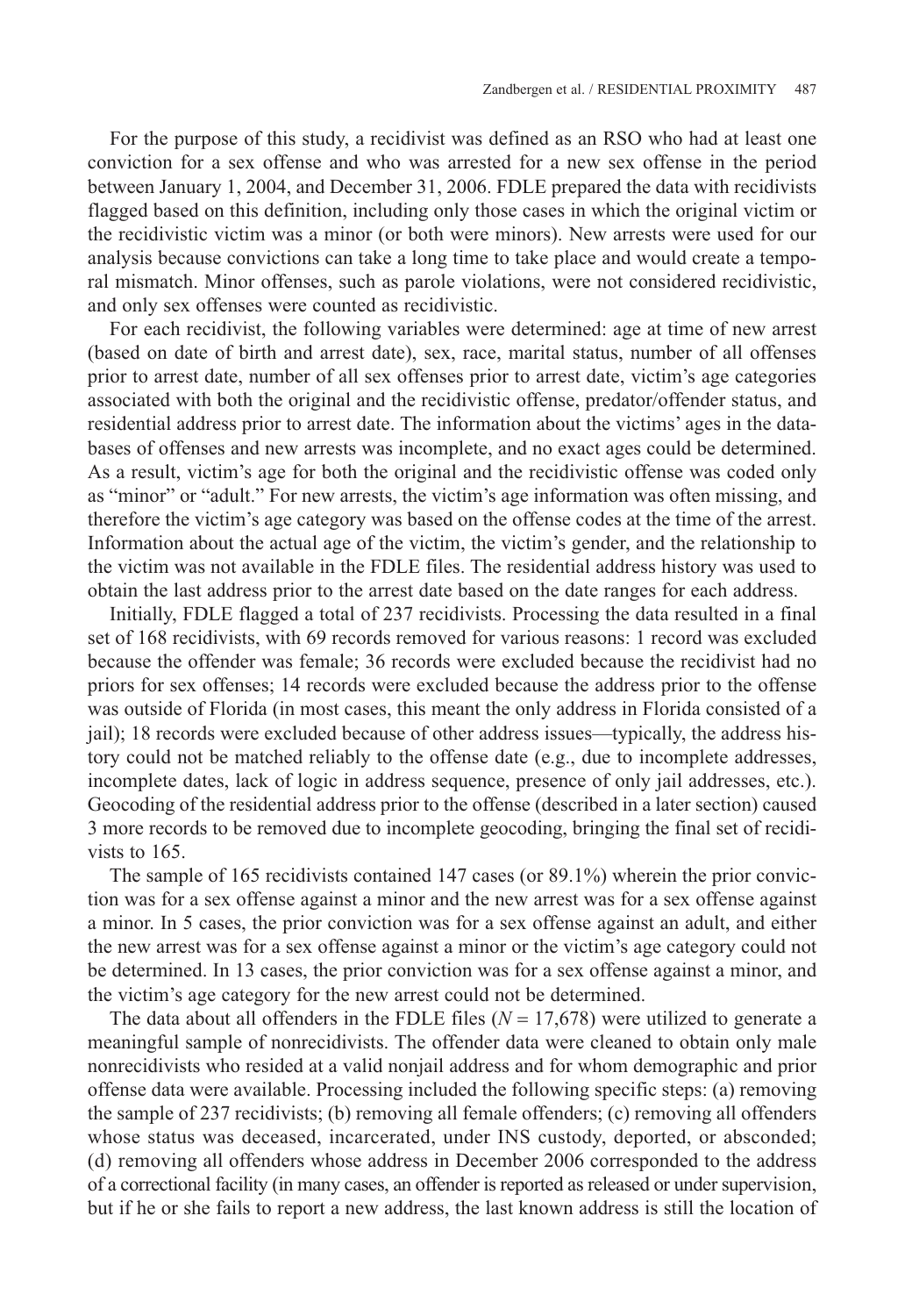For the purpose of this study, a recidivist was defined as an RSO who had at least one conviction for a sex offense and who was arrested for a new sex offense in the period between January 1, 2004, and December 31, 2006. FDLE prepared the data with recidivists flagged based on this definition, including only those cases in which the original victim or the recidivistic victim was a minor (or both were minors). New arrests were used for our analysis because convictions can take a long time to take place and would create a temporal mismatch. Minor offenses, such as parole violations, were not considered recidivistic, and only sex offenses were counted as recidivistic.

For each recidivist, the following variables were determined: age at time of new arrest (based on date of birth and arrest date), sex, race, marital status, number of all offenses prior to arrest date, number of all sex offenses prior to arrest date, victim's age categories associated with both the original and the recidivistic offense, predator/offender status, and residential address prior to arrest date. The information about the victims' ages in the databases of offenses and new arrests was incomplete, and no exact ages could be determined. As a result, victim's age for both the original and the recidivistic offense was coded only as "minor" or "adult." For new arrests, the victim's age information was often missing, and therefore the victim's age category was based on the offense codes at the time of the arrest. Information about the actual age of the victim, the victim's gender, and the relationship to the victim was not available in the FDLE files. The residential address history was used to obtain the last address prior to the arrest date based on the date ranges for each address.

Initially, FDLE flagged a total of 237 recidivists. Processing the data resulted in a final set of 168 recidivists, with 69 records removed for various reasons: 1 record was excluded because the offender was female; 36 records were excluded because the recidivist had no priors for sex offenses; 14 records were excluded because the address prior to the offense was outside of Florida (in most cases, this meant the only address in Florida consisted of a jail); 18 records were excluded because of other address issues—typically, the address history could not be matched reliably to the offense date (e.g., due to incomplete addresses, incomplete dates, lack of logic in address sequence, presence of only jail addresses, etc.). Geocoding of the residential address prior to the offense (described in a later section) caused 3 more records to be removed due to incomplete geocoding, bringing the final set of recidivists to 165.

The sample of 165 recidivists contained 147 cases (or 89.1%) wherein the prior conviction was for a sex offense against a minor and the new arrest was for a sex offense against a minor. In 5 cases, the prior conviction was for a sex offense against an adult, and either the new arrest was for a sex offense against a minor or the victim's age category could not be determined. In 13 cases, the prior conviction was for a sex offense against a minor, and the victim's age category for the new arrest could not be determined.

The data about all offenders in the FDLE files ($N = 17{,}678$) were utilized to generate a meaningful sample of nonrecidivists. The offender data were cleaned to obtain only male nonrecidivists who resided at a valid nonjail address and for whom demographic and prior offense data were available. Processing included the following specific steps: (a) removing the sample of 237 recidivists; (b) removing all female offenders; (c) removing all offenders whose status was deceased, incarcerated, under INS custody, deported, or absconded; (d) removing all offenders whose address in December 2006 corresponded to the address of a correctional facility (in many cases, an offender is reported as released or under supervision, but if he or she fails to report a new address, the last known address is still the location of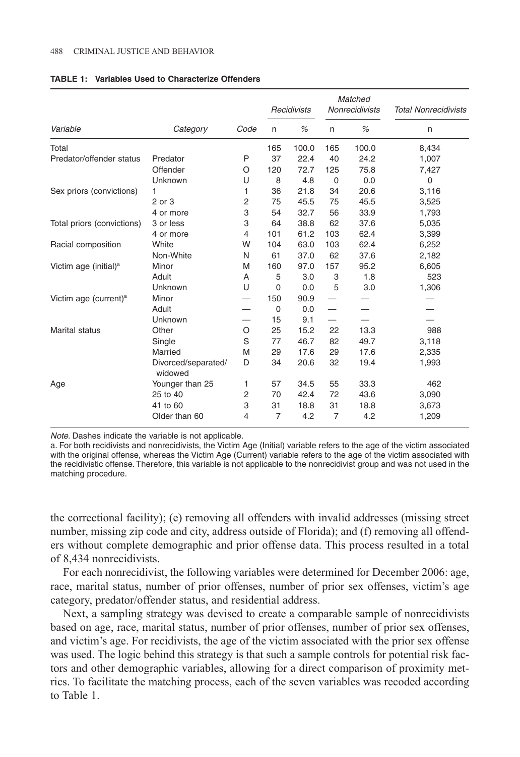**TABLE 1: Variables Used to Characterize Offenders**

| Variable | Category | Code | Recidivists n | Recidivists % | Matched Nonrecidivists n | Matched Nonrecidivists % | Total Nonrecidivists n |
|---|---|---|---|---|---|---|---|
| Total | | | 165 | 100.0 | 165 | 100.0 | 8,434 |
| Predator/offender status | Predator | P | 37 | 22.4 | 40 | 24.2 | 1,007 |
| | Offender | O | 120 | 72.7 | 125 | 75.8 | 7,427 |
| | Unknown | U | 8 | 4.8 | 0 | 0.0 | 0 |
| Sex priors (convictions) | 1 | 1 | 36 | 21.8 | 34 | 20.6 | 3,116 |
| | 2 or 3 | 2 | 75 | 45.5 | 75 | 45.5 | 3,525 |
| | 4 or more | 3 | 54 | 32.7 | 56 | 33.9 | 1,793 |
| Total priors (convictions) | 3 or less | 3 | 64 | 38.8 | 62 | 37.6 | 5,035 |
| | 4 or more | 4 | 101 | 61.2 | 103 | 62.4 | 3,399 |
| Racial composition | White | W | 104 | 63.0 | 103 | 62.4 | 6,252 |
| | Non-White | N | 61 | 37.0 | 62 | 37.6 | 2,182 |
| Victim age (initial)[a] | Minor | M | 160 | 97.0 | 157 | 95.2 | 6,605 |
| | Adult | A | 5 | 3.0 | 3 | 1.8 | 523 |
| | Unknown | U | 0 | 0.0 | 5 | 3.0 | 1,306 |
| Victim age (current)[a] | Minor | — | 150 | 90.9 | — | — | — |
| | Adult | — | 0 | 0.0 | — | — | — |
| | Unknown | — | 15 | 9.1 | — | — | — |
| Marital status | Other | O | 25 | 15.2 | 22 | 13.3 | 988 |
| | Single | S | 77 | 46.7 | 82 | 49.7 | 3,118 |
| | Married | M | 29 | 17.6 | 29 | 17.6 | 2,335 |
| | Divorced/separated/ widowed | D | 34 | 20.6 | 32 | 19.4 | 1,993 |
| Age | Younger than 25 | 1 | 57 | 34.5 | 55 | 33.3 | 462 |
| | 25 to 40 | 2 | 70 | 42.4 | 72 | 43.6 | 3,090 |
| | 41 to 60 | 3 | 31 | 18.8 | 31 | 18.8 | 3,673 |
| | Older than 60 | 4 | 7 | 4.2 | 7 | 4.2 | 1,209 |

*Note*. Dashes indicate the variable is not applicable.

a. For both recidivists and nonrecidivists, the Victim Age (Initial) variable refers to the age of the victim associated with the original offense, whereas the Victim Age (Current) variable refers to the age of the victim associated with the recidivistic offense. Therefore, this variable is not applicable to the nonrecidivist group and was not used in the matching procedure.

the correctional facility); (e) removing all offenders with invalid addresses (missing street number, missing zip code and city, address outside of Florida); and (f) removing all offenders without complete demographic and prior offense data. This process resulted in a total of 8,434 nonrecidivists.

For each nonrecidivist, the following variables were determined for December 2006: age, race, marital status, number of prior offenses, number of prior sex offenses, victim's age category, predator/offender status, and residential address.

Next, a sampling strategy was devised to create a comparable sample of nonrecidivists based on age, race, marital status, number of prior offenses, number of prior sex offenses, and victim's age. For recidivists, the age of the victim associated with the prior sex offense was used. The logic behind this strategy is that such a sample controls for potential risk factors and other demographic variables, allowing for a direct comparison of proximity metrics. To facilitate the matching process, each of the seven variables was recoded according to Table 1.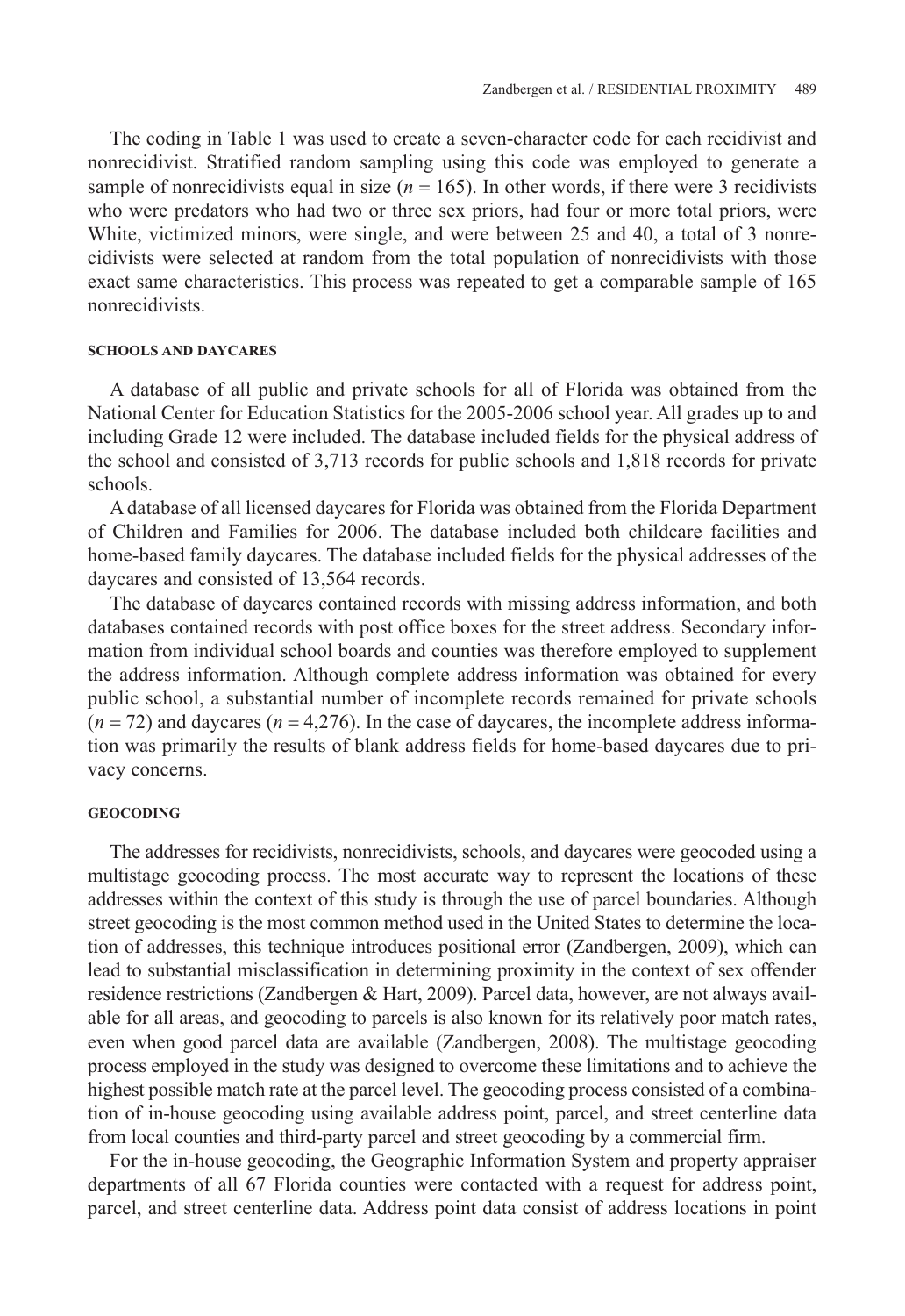The coding in Table 1 was used to create a seven-character code for each recidivist and nonrecidivist. Stratified random sampling using this code was employed to generate a sample of nonrecidivists equal in size ($n = 165$). In other words, if there were 3 recidivists who were predators who had two or three sex priors, had four or more total priors, were White, victimized minors, were single, and were between 25 and 40, a total of 3 nonrecidivists were selected at random from the total population of nonrecidivists with those exact same characteristics. This process was repeated to get a comparable sample of 165 nonrecidivists.

### SCHOOLS AND DAYCARES

A database of all public and private schools for all of Florida was obtained from the National Center for Education Statistics for the 2005-2006 school year. All grades up to and including Grade 12 were included. The database included fields for the physical address of the school and consisted of 3,713 records for public schools and 1,818 records for private schools.

A database of all licensed daycares for Florida was obtained from the Florida Department of Children and Families for 2006. The database included both childcare facilities and home-based family daycares. The database included fields for the physical addresses of the daycares and consisted of 13,564 records.

The database of daycares contained records with missing address information, and both databases contained records with post office boxes for the street address. Secondary information from individual school boards and counties was therefore employed to supplement the address information. Although complete address information was obtained for every public school, a substantial number of incomplete records remained for private schools ($n = 72$) and daycares ($n = 4{,}276$). In the case of daycares, the incomplete address information was primarily the results of blank address fields for home-based daycares due to privacy concerns.

### GEOCODING

The addresses for recidivists, nonrecidivists, schools, and daycares were geocoded using a multistage geocoding process. The most accurate way to represent the locations of these addresses within the context of this study is through the use of parcel boundaries. Although street geocoding is the most common method used in the United States to determine the location of addresses, this technique introduces positional error (Zandbergen, 2009), which can lead to substantial misclassification in determining proximity in the context of sex offender residence restrictions (Zandbergen & Hart, 2009). Parcel data, however, are not always available for all areas, and geocoding to parcels is also known for its relatively poor match rates, even when good parcel data are available (Zandbergen, 2008). The multistage geocoding process employed in the study was designed to overcome these limitations and to achieve the highest possible match rate at the parcel level. The geocoding process consisted of a combination of in-house geocoding using available address point, parcel, and street centerline data from local counties and third-party parcel and street geocoding by a commercial firm.

For the in-house geocoding, the Geographic Information System and property appraiser departments of all 67 Florida counties were contacted with a request for address point, parcel, and street centerline data. Address point data consist of address locations in point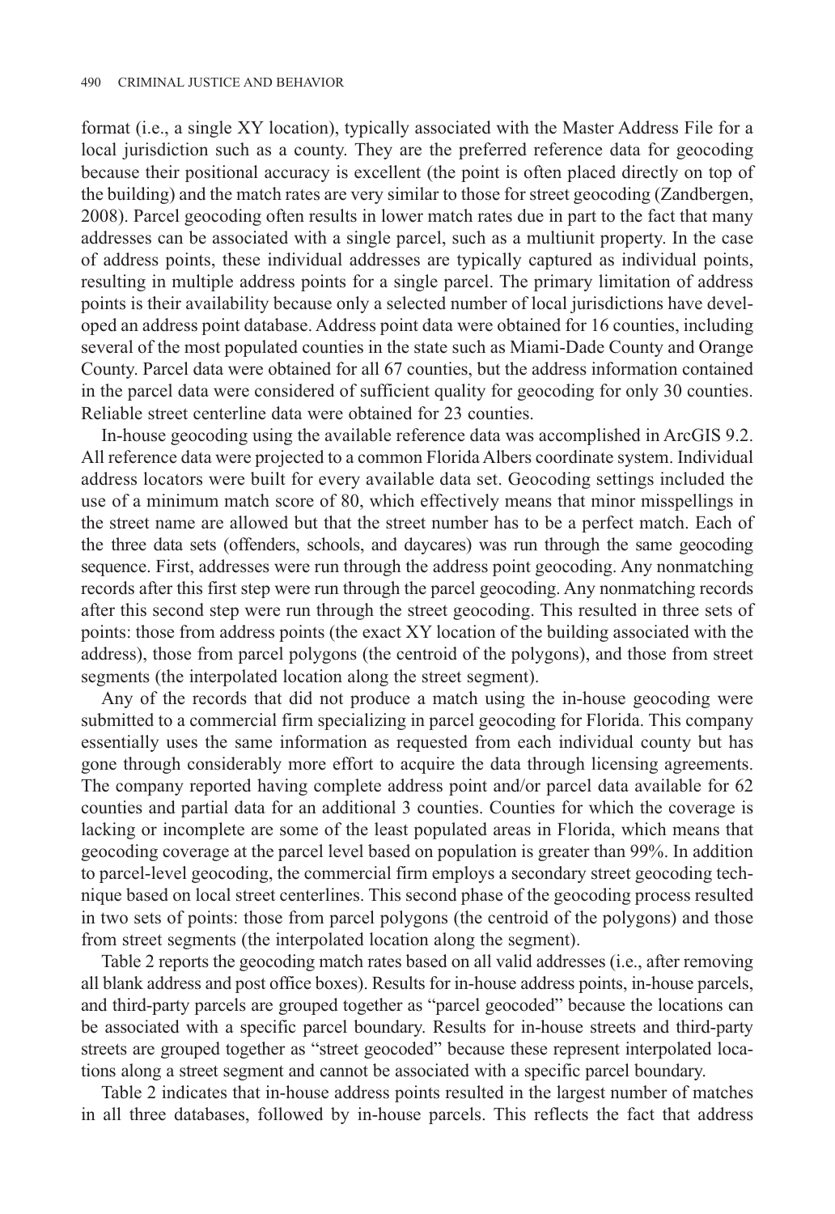format (i.e., a single XY location), typically associated with the Master Address File for a local jurisdiction such as a county. They are the preferred reference data for geocoding because their positional accuracy is excellent (the point is often placed directly on top of the building) and the match rates are very similar to those for street geocoding (Zandbergen, 2008). Parcel geocoding often results in lower match rates due in part to the fact that many addresses can be associated with a single parcel, such as a multiunit property. In the case of address points, these individual addresses are typically captured as individual points, resulting in multiple address points for a single parcel. The primary limitation of address points is their availability because only a selected number of local jurisdictions have developed an address point database. Address point data were obtained for 16 counties, including several of the most populated counties in the state such as Miami-Dade County and Orange County. Parcel data were obtained for all 67 counties, but the address information contained in the parcel data were considered of sufficient quality for geocoding for only 30 counties. Reliable street centerline data were obtained for 23 counties.

In-house geocoding using the available reference data was accomplished in ArcGIS 9.2. All reference data were projected to a common Florida Albers coordinate system. Individual address locators were built for every available data set. Geocoding settings included the use of a minimum match score of 80, which effectively means that minor misspellings in the street name are allowed but that the street number has to be a perfect match. Each of the three data sets (offenders, schools, and daycares) was run through the same geocoding sequence. First, addresses were run through the address point geocoding. Any nonmatching records after this first step were run through the parcel geocoding. Any nonmatching records after this second step were run through the street geocoding. This resulted in three sets of points: those from address points (the exact XY location of the building associated with the address), those from parcel polygons (the centroid of the polygons), and those from street segments (the interpolated location along the street segment).

Any of the records that did not produce a match using the in-house geocoding were submitted to a commercial firm specializing in parcel geocoding for Florida. This company essentially uses the same information as requested from each individual county but has gone through considerably more effort to acquire the data through licensing agreements. The company reported having complete address point and/or parcel data available for 62 counties and partial data for an additional 3 counties. Counties for which the coverage is lacking or incomplete are some of the least populated areas in Florida, which means that geocoding coverage at the parcel level based on population is greater than 99%. In addition to parcel-level geocoding, the commercial firm employs a secondary street geocoding technique based on local street centerlines. This second phase of the geocoding process resulted in two sets of points: those from parcel polygons (the centroid of the polygons) and those from street segments (the interpolated location along the segment).

Table 2 reports the geocoding match rates based on all valid addresses (i.e., after removing all blank address and post office boxes). Results for in-house address points, in-house parcels, and third-party parcels are grouped together as "parcel geocoded" because the locations can be associated with a specific parcel boundary. Results for in-house streets and third-party streets are grouped together as "street geocoded" because these represent interpolated locations along a street segment and cannot be associated with a specific parcel boundary.

Table 2 indicates that in-house address points resulted in the largest number of matches in all three databases, followed by in-house parcels. This reflects the fact that address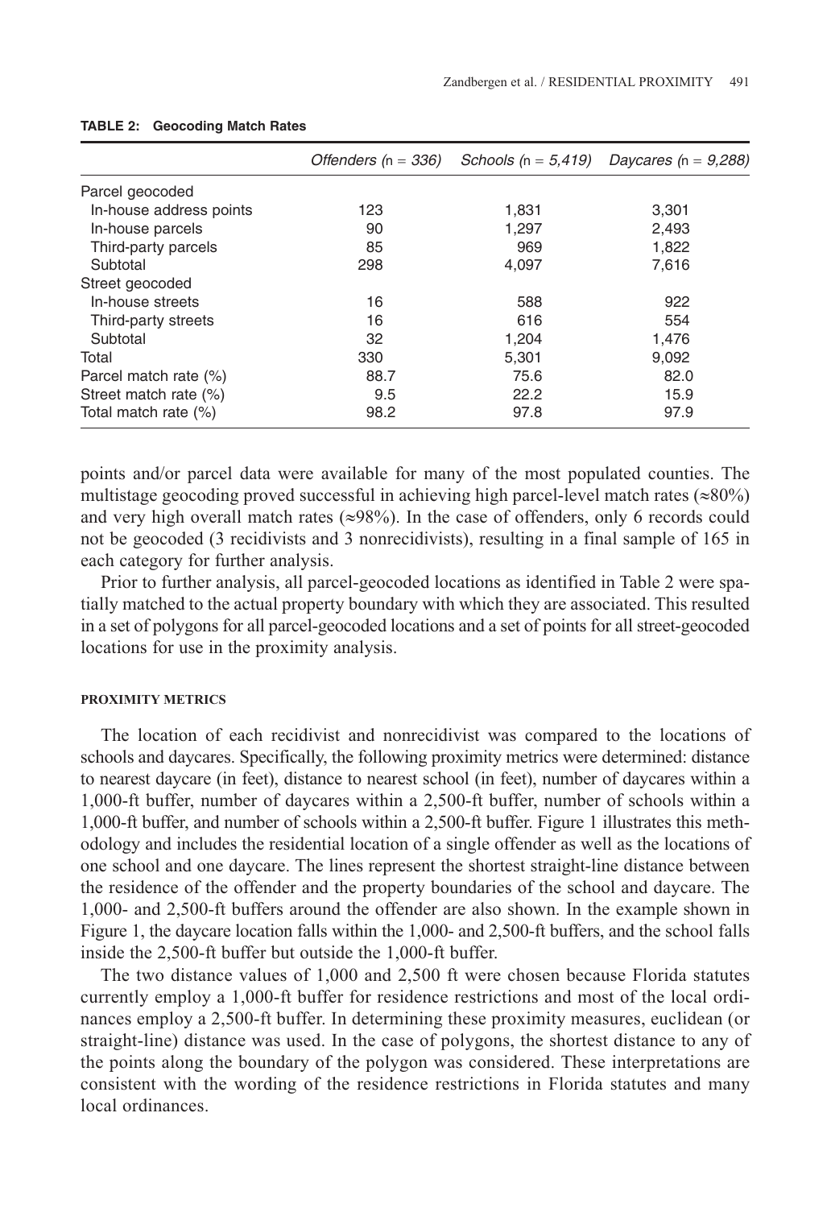**TABLE 2: Geocoding Match Rates**

| | *Offenders (n = 336)* | *Schools (n = 5,419)* | *Daycares (n = 9,288)* |
|---|---|---|---|
| Parcel geocoded | | | |
| In-house address points | 123 | 1,831 | 3,301 |
| In-house parcels | 90 | 1,297 | 2,493 |
| Third-party parcels | 85 | 969 | 1,822 |
| Subtotal | 298 | 4,097 | 7,616 |
| Street geocoded | | | |
| In-house streets | 16 | 588 | 922 |
| Third-party streets | 16 | 616 | 554 |
| Subtotal | 32 | 1,204 | 1,476 |
| Total | 330 | 5,301 | 9,092 |
| Parcel match rate (%) | 88.7 | 75.6 | 82.0 |
| Street match rate (%) | 9.5 | 22.2 | 15.9 |
| Total match rate (%) | 98.2 | 97.8 | 97.9 |

points and/or parcel data were available for many of the most populated counties. The multistage geocoding proved successful in achieving high parcel-level match rates (≈80%) and very high overall match rates (≈98%). In the case of offenders, only 6 records could not be geocoded (3 recidivists and 3 nonrecidivists), resulting in a final sample of 165 in each category for further analysis.

Prior to further analysis, all parcel-geocoded locations as identified in Table 2 were spatially matched to the actual property boundary with which they are associated. This resulted in a set of polygons for all parcel-geocoded locations and a set of points for all street-geocoded locations for use in the proximity analysis.

#### PROXIMITY METRICS

The location of each recidivist and nonrecidivist was compared to the locations of schools and daycares. Specifically, the following proximity metrics were determined: distance to nearest daycare (in feet), distance to nearest school (in feet), number of daycares within a 1,000-ft buffer, number of daycares within a 2,500-ft buffer, number of schools within a 1,000-ft buffer, and number of schools within a 2,500-ft buffer. Figure 1 illustrates this methodology and includes the residential location of a single offender as well as the locations of one school and one daycare. The lines represent the shortest straight-line distance between the residence of the offender and the property boundaries of the school and daycare. The 1,000- and 2,500-ft buffers around the offender are also shown. In the example shown in Figure 1, the daycare location falls within the 1,000- and 2,500-ft buffers, and the school falls inside the 2,500-ft buffer but outside the 1,000-ft buffer.

The two distance values of 1,000 and 2,500 ft were chosen because Florida statutes currently employ a 1,000-ft buffer for residence restrictions and most of the local ordinances employ a 2,500-ft buffer. In determining these proximity measures, euclidean (or straight-line) distance was used. In the case of polygons, the shortest distance to any of the points along the boundary of the polygon was considered. These interpretations are consistent with the wording of the residence restrictions in Florida statutes and many local ordinances.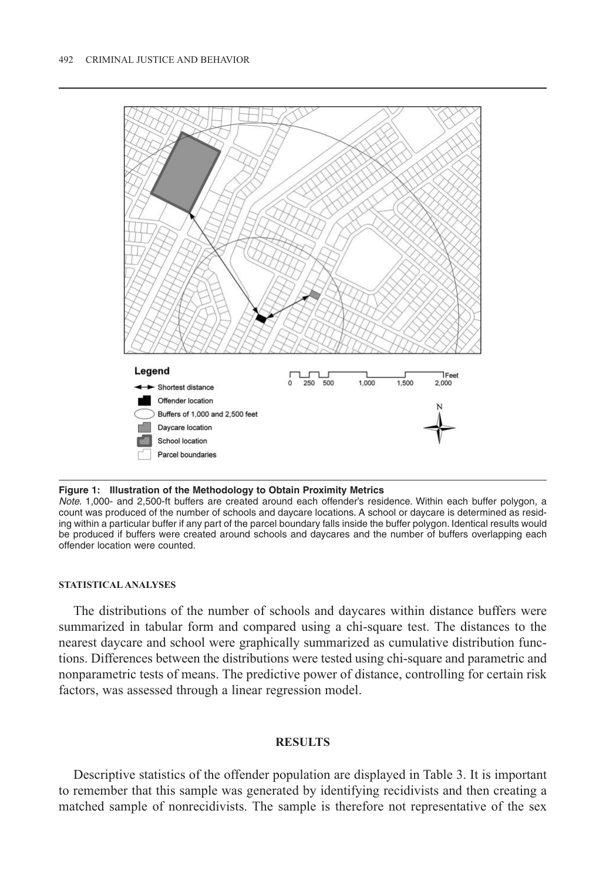**Figure 1: Illustration of the Methodology to Obtain Proximity Metrics**

*Note.* 1,000- and 2,500-ft buffers are created around each offender's residence. Within each buffer polygon, a count was produced of the number of schools and daycare locations. A school or daycare is determined as residing within a particular buffer if any part of the parcel boundary falls inside the buffer polygon. Identical results would be produced if buffers were created around schools and daycares and the number of buffers overlapping each offender location were counted.

#### STATISTICAL ANALYSES

The distributions of the number of schools and daycares within distance buffers were summarized in tabular form and compared using a chi-square test. The distances to the nearest daycare and school were graphically summarized as cumulative distribution functions. Differences between the distributions were tested using chi-square and parametric and nonparametric tests of means. The predictive power of distance, controlling for certain risk factors, was assessed through a linear regression model.

## RESULTS

Descriptive statistics of the offender population are displayed in Table 3. It is important to remember that this sample was generated by identifying recidivists and then creating a matched sample of nonrecidivists. The sample is therefore not representative of the sex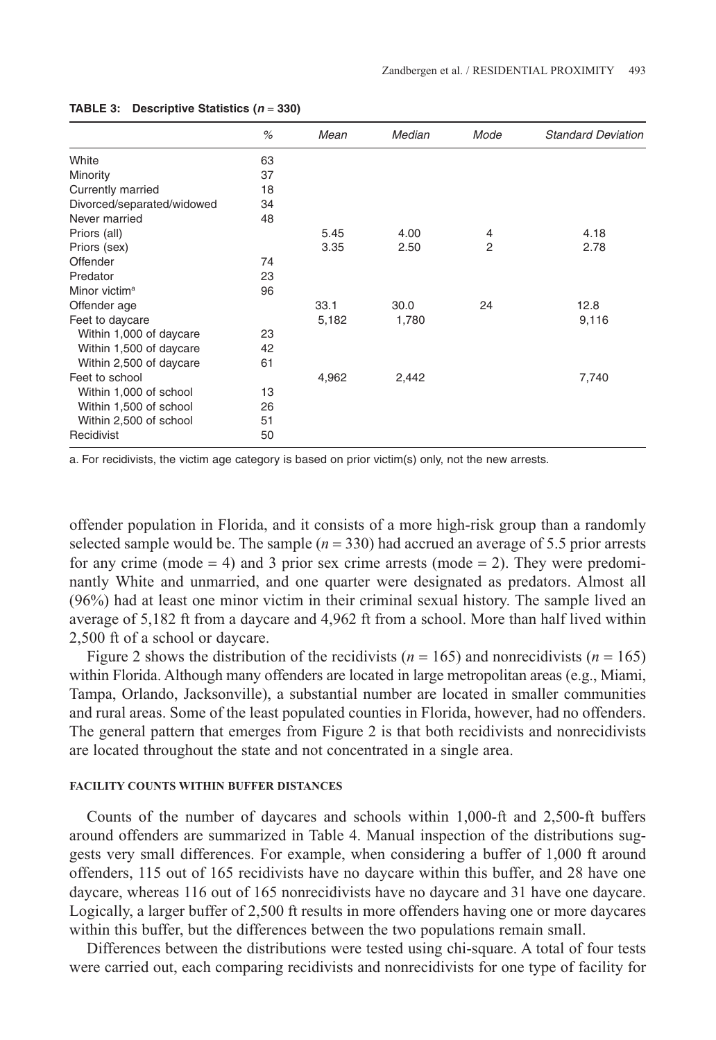**TABLE 3: Descriptive Statistics ($n$ = 330)**

| | % | *Mean* | *Median* | *Mode* | *Standard Deviation* |
|---|---|---|---|---|---|
| White | 63 | | | | |
| Minority | 37 | | | | |
| Currently married | 18 | | | | |
| Divorced/separated/widowed | 34 | | | | |
| Never married | 48 | | | | |
| Priors (all) | | 5.45 | 4.00 | 4 | 4.18 |
| Priors (sex) | | 3.35 | 2.50 | 2 | 2.78 |
| Offender | 74 | | | | |
| Predator | 23 | | | | |
| Minor victim[a] | 96 | | | | |
| Offender age | | 33.1 | 30.0 | 24 | 12.8 |
| Feet to daycare | | 5,182 | 1,780 | | 9,116 |
| Within 1,000 of daycare | 23 | | | | |
| Within 1,500 of daycare | 42 | | | | |
| Within 2,500 of daycare | 61 | | | | |
| Feet to school | | 4,962 | 2,442 | | 7,740 |
| Within 1,000 of school | 13 | | | | |
| Within 1,500 of school | 26 | | | | |
| Within 2,500 of school | 51 | | | | |
| Recidivist | 50 | | | | |

a. For recidivists, the victim age category is based on prior victim(s) only, not the new arrests.

offender population in Florida, and it consists of a more high-risk group than a randomly selected sample would be. The sample ($n$ = 330) had accrued an average of 5.5 prior arrests for any crime (mode = 4) and 3 prior sex crime arrests (mode = 2). They were predominantly White and unmarried, and one quarter were designated as predators. Almost all (96%) had at least one minor victim in their criminal sexual history. The sample lived an average of 5,182 ft from a daycare and 4,962 ft from a school. More than half lived within 2,500 ft of a school or daycare.

Figure 2 shows the distribution of the recidivists ($n$ = 165) and nonrecidivists ($n$ = 165) within Florida. Although many offenders are located in large metropolitan areas (e.g., Miami, Tampa, Orlando, Jacksonville), a substantial number are located in smaller communities and rural areas. Some of the least populated counties in Florida, however, had no offenders. The general pattern that emerges from Figure 2 is that both recidivists and nonrecidivists are located throughout the state and not concentrated in a single area.

#### FACILITY COUNTS WITHIN BUFFER DISTANCES

Counts of the number of daycares and schools within 1,000-ft and 2,500-ft buffers around offenders are summarized in Table 4. Manual inspection of the distributions suggests very small differences. For example, when considering a buffer of 1,000 ft around offenders, 115 out of 165 recidivists have no daycare within this buffer, and 28 have one daycare, whereas 116 out of 165 nonrecidivists have no daycare and 31 have one daycare. Logically, a larger buffer of 2,500 ft results in more offenders having one or more daycares within this buffer, but the differences between the two populations remain small.

Differences between the distributions were tested using chi-square. A total of four tests were carried out, each comparing recidivists and nonrecidivists for one type of facility for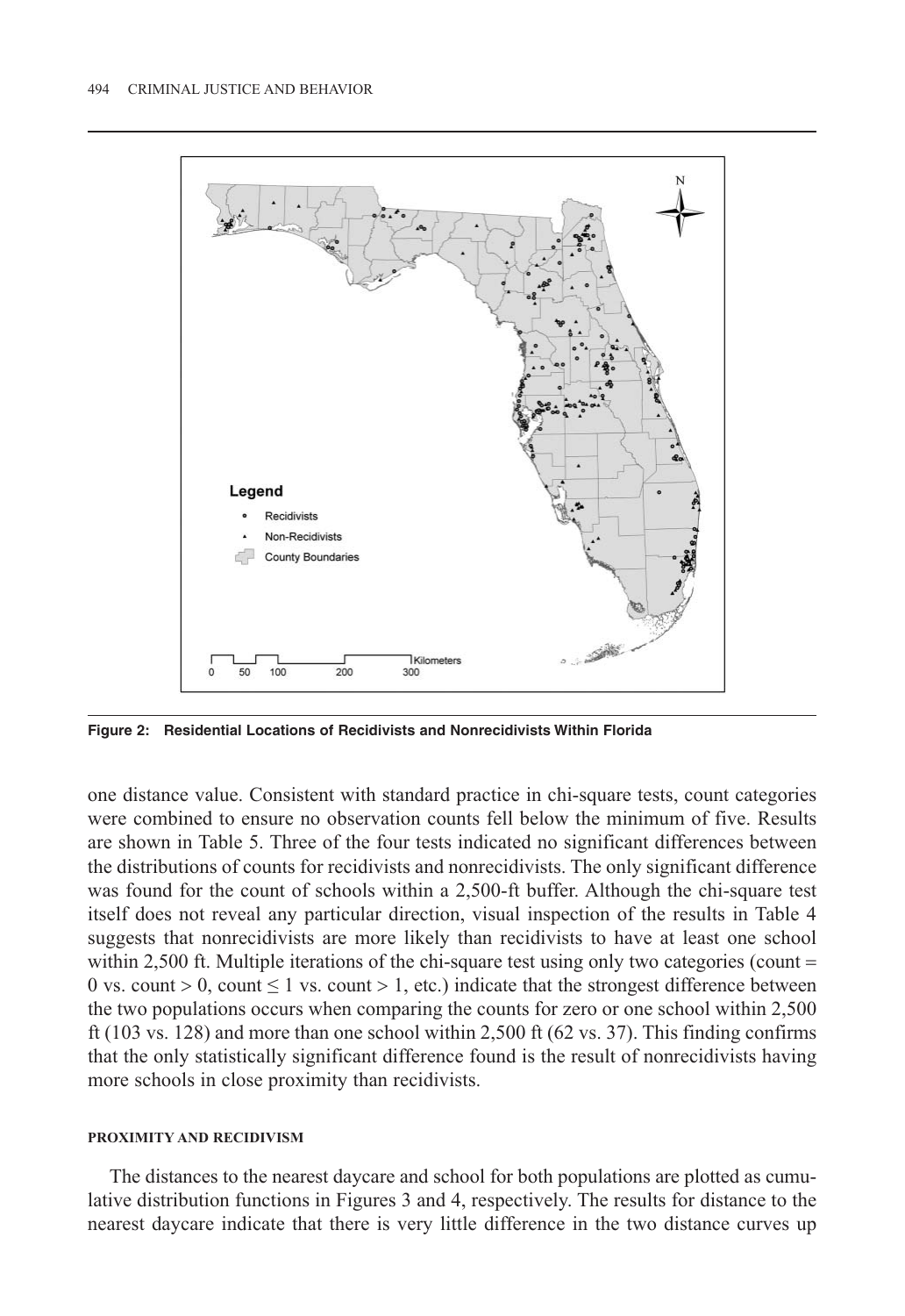Figure 2: Residential Locations of Recidivists and Nonrecidivists Within Florida

one distance value. Consistent with standard practice in chi-square tests, count categories were combined to ensure no observation counts fell below the minimum of five. Results are shown in Table 5. Three of the four tests indicated no significant differences between the distributions of counts for recidivists and nonrecidivists. The only significant difference was found for the count of schools within a 2,500-ft buffer. Although the chi-square test itself does not reveal any particular direction, visual inspection of the results in Table 4 suggests that nonrecidivists are more likely than recidivists to have at least one school within 2,500 ft. Multiple iterations of the chi-square test using only two categories (count = 0 vs. count > 0, count ≤ 1 vs. count > 1, etc.) indicate that the strongest difference between the two populations occurs when comparing the counts for zero or one school within 2,500 ft (103 vs. 128) and more than one school within 2,500 ft (62 vs. 37). This finding confirms that the only statistically significant difference found is the result of nonrecidivists having more schools in close proximity than recidivists.

#### PROXIMITY AND RECIDIVISM

The distances to the nearest daycare and school for both populations are plotted as cumulative distribution functions in Figures 3 and 4, respectively. The results for distance to the nearest daycare indicate that there is very little difference in the two distance curves up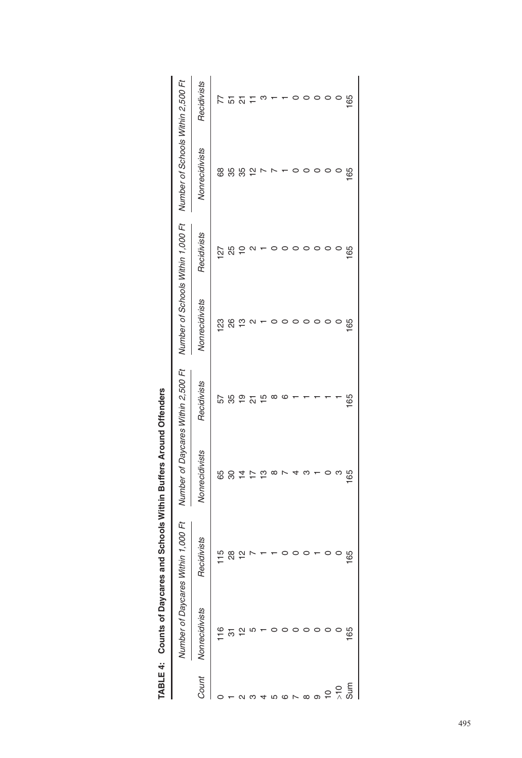**TABLE 4: Counts of Daycares and Schools Within Buffers Around Offenders**

| | Number of Daycares Within 1,000 Ft | | Number of Daycares Within 2,500 Ft | | Number of Schools Within 1,000 Ft | | Number of Schools Within 2,500 Ft | |
|---|---|---|---|---|---|---|---|---|
| *Count* | *Nonrecidivists* | *Recidivists* | *Nonrecidivists* | *Recidivists* | *Nonrecidivists* | *Recidivists* | *Nonrecidivists* | *Recidivists* |
| 0 | 116 | 115 | 65 | 57 | 123 | 127 | 68 | 77 |
| 1 | 31 | 28 | 30 | 35 | 26 | 25 | 35 | 51 |
| 2 | 12 | 12 | 14 | 19 | 13 | 10 | 35 | 21 |
| 3 | 5 | 7 | 17 | 21 | 2 | 2 | 12 | 11 |
| 4 | 1 | 1 | 13 | 15 | 1 | 1 | 7 | 3 |
| 5 | 0 | 1 | 8 | 8 | 0 | 0 | 7 | 1 |
| 6 | 0 | 0 | 7 | 6 | 0 | 0 | 1 | 1 |
| 7 | 0 | 0 | 4 | 1 | 0 | 0 | 0 | 0 |
| 8 | 0 | 0 | 3 | 1 | 0 | 0 | 0 | 0 |
| 9 | 0 | 1 | 1 | 1 | 0 | 0 | 0 | 0 |
| 10 | 0 | 0 | 0 | 1 | 0 | 0 | 0 | 0 |
| >10 | 0 | 0 | 3 | 1 | 0 | 0 | 0 | 0 |
| Sum | 165 | 165 | 165 | 165 | 165 | 165 | 165 | 165 |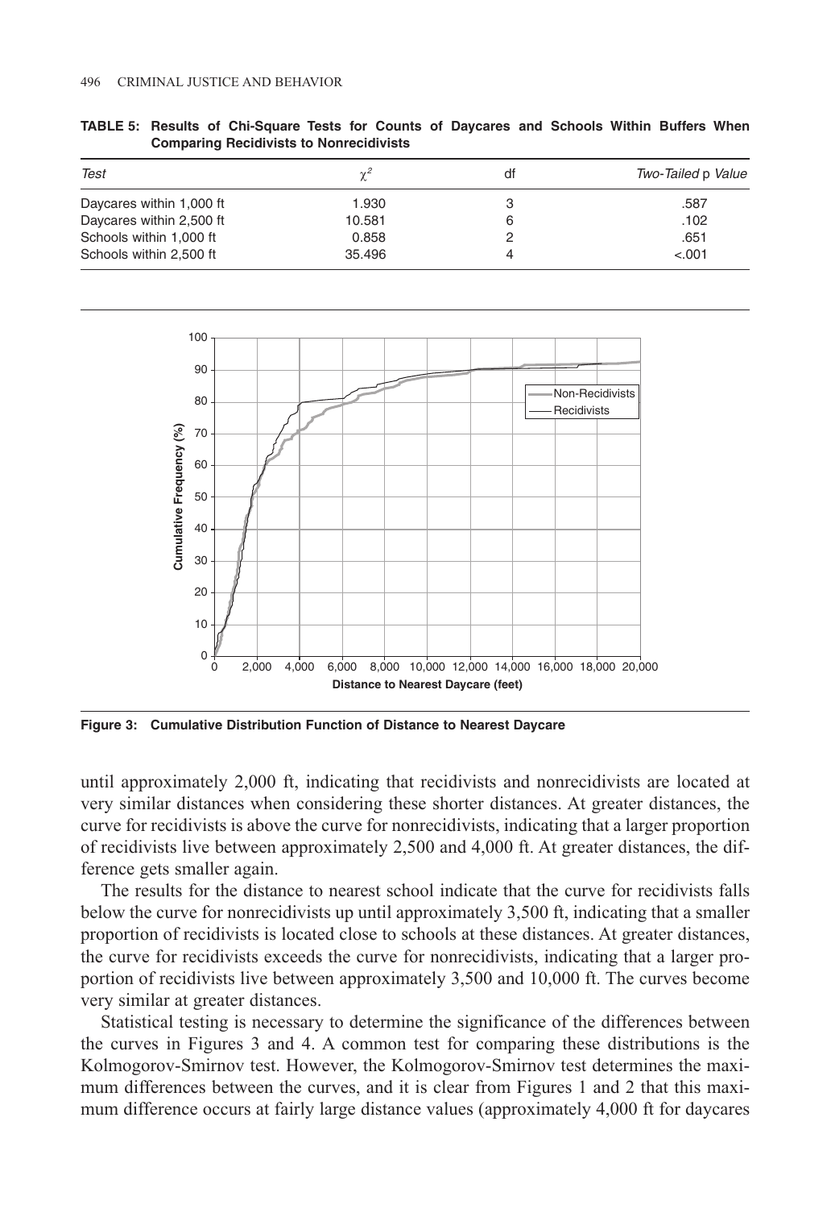**TABLE 5: Results of Chi-Square Tests for Counts of Daycares and Schools Within Buffers When Comparing Recidivists to Nonrecidivists**

| *Test* | $\chi^2$ | df | *Two-Tailed* p *Value* |
|---|---|---|---|
| Daycares within 1,000 ft | 1.930 | 3 | .587 |
| Daycares within 2,500 ft | 10.581 | 6 | .102 |
| Schools within 1,000 ft | 0.858 | 2 | .651 |
| Schools within 2,500 ft | 35.496 | 4 | <.001 |

**Figure 3: Cumulative Distribution Function of Distance to Nearest Daycare**

until approximately 2,000 ft, indicating that recidivists and nonrecidivists are located at very similar distances when considering these shorter distances. At greater distances, the curve for recidivists is above the curve for nonrecidivists, indicating that a larger proportion of recidivists live between approximately 2,500 and 4,000 ft. At greater distances, the difference gets smaller again.

The results for the distance to nearest school indicate that the curve for recidivists falls below the curve for nonrecidivists up until approximately 3,500 ft, indicating that a smaller proportion of recidivists is located close to schools at these distances. At greater distances, the curve for recidivists exceeds the curve for nonrecidivists, indicating that a larger proportion of recidivists live between approximately 3,500 and 10,000 ft. The curves become very similar at greater distances.

Statistical testing is necessary to determine the significance of the differences between the curves in Figures 3 and 4. A common test for comparing these distributions is the Kolmogorov-Smirnov test. However, the Kolmogorov-Smirnov test determines the maximum differences between the curves, and it is clear from Figures 1 and 2 that this maximum difference occurs at fairly large distance values (approximately 4,000 ft for daycares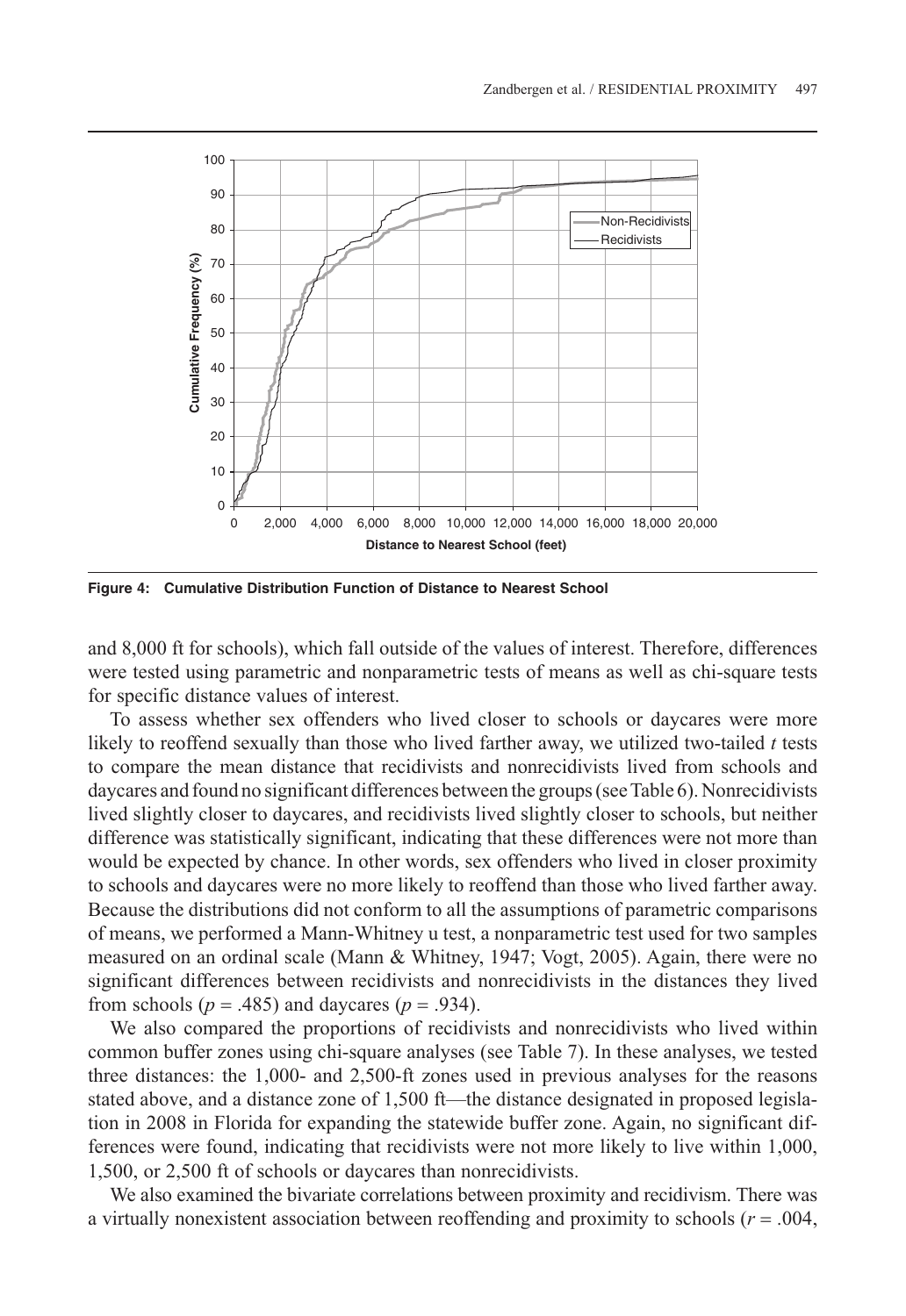Figure 4: Cumulative Distribution Function of Distance to Nearest School

and 8,000 ft for schools), which fall outside of the values of interest. Therefore, differences were tested using parametric and nonparametric tests of means as well as chi-square tests for specific distance values of interest.

To assess whether sex offenders who lived closer to schools or daycares were more likely to reoffend sexually than those who lived farther away, we utilized two-tailed *t* tests to compare the mean distance that recidivists and nonrecidivists lived from schools and daycares and found no significant differences between the groups (see Table 6). Nonrecidivists lived slightly closer to daycares, and recidivists lived slightly closer to schools, but neither difference was statistically significant, indicating that these differences were not more than would be expected by chance. In other words, sex offenders who lived in closer proximity to schools and daycares were no more likely to reoffend than those who lived farther away. Because the distributions did not conform to all the assumptions of parametric comparisons of means, we performed a Mann-Whitney u test, a nonparametric test used for two samples measured on an ordinal scale (Mann & Whitney, 1947; Vogt, 2005). Again, there were no significant differences between recidivists and nonrecidivists in the distances they lived from schools ($p = .485$) and daycares ($p = .934$).

We also compared the proportions of recidivists and nonrecidivists who lived within common buffer zones using chi-square analyses (see Table 7). In these analyses, we tested three distances: the 1,000- and 2,500-ft zones used in previous analyses for the reasons stated above, and a distance zone of 1,500 ft—the distance designated in proposed legislation in 2008 in Florida for expanding the statewide buffer zone. Again, no significant differences were found, indicating that recidivists were not more likely to live within 1,000, 1,500, or 2,500 ft of schools or daycares than nonrecidivists.

We also examined the bivariate correlations between proximity and recidivism. There was a virtually nonexistent association between reoffending and proximity to schools ($r = .004$,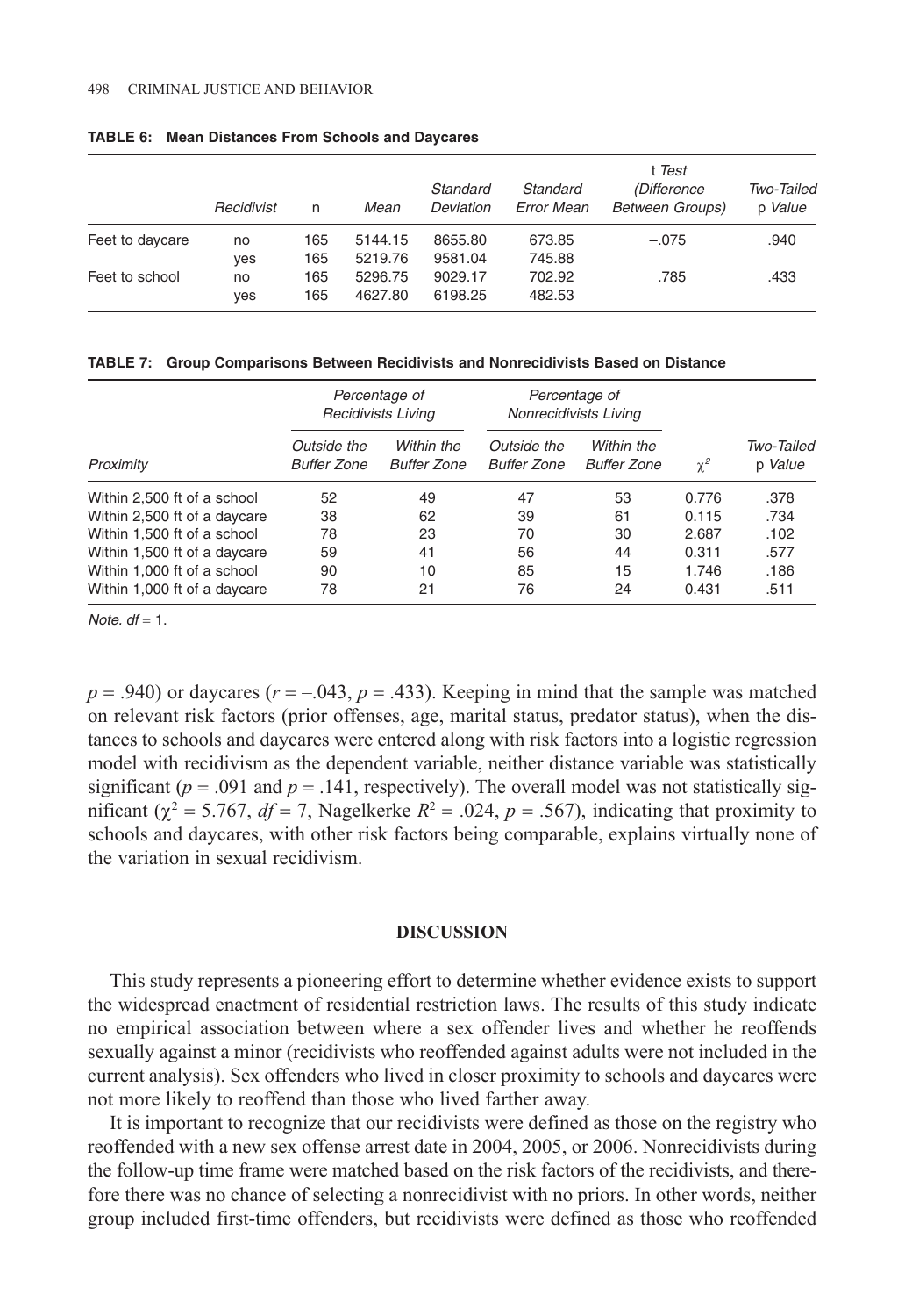**TABLE 6: Mean Distances From Schools and Daycares**

| | *Recidivist* | n | *Mean* | *Standard Deviation* | *Standard Error Mean* | t *Test (Difference Between Groups)* | *Two-Tailed* p *Value* |
|---|---|---|---|---|---|---|---|
| Feet to daycare | no | 165 | 5144.15 | 8655.80 | 673.85 | –.075 | .940 |
| | yes | 165 | 5219.76 | 9581.04 | 745.88 | | |
| Feet to school | no | 165 | 5296.75 | 9029.17 | 702.92 | .785 | .433 |
| | yes | 165 | 4627.80 | 6198.25 | 482.53 | | |

**TABLE 7: Group Comparisons Between Recidivists and Nonrecidivists Based on Distance**

| | *Percentage of Recidivists Living* | | *Percentage of Nonrecidivists Living* | | | |
|---|---|---|---|---|---|---|
| *Proximity* | *Outside the Buffer Zone* | *Within the Buffer Zone* | *Outside the Buffer Zone* | *Within the Buffer Zone* | $\chi^2$ | *Two-Tailed* p *Value* |
| Within 2,500 ft of a school | 52 | 49 | 47 | 53 | 0.776 | .378 |
| Within 2,500 ft of a daycare | 38 | 62 | 39 | 61 | 0.115 | .734 |
| Within 1,500 ft of a school | 78 | 23 | 70 | 30 | 2.687 | .102 |
| Within 1,500 ft of a daycare | 59 | 41 | 56 | 44 | 0.311 | .577 |
| Within 1,000 ft of a school | 90 | 10 | 85 | 15 | 1.746 | .186 |
| Within 1,000 ft of a daycare | 78 | 21 | 76 | 24 | 0.431 | .511 |

*Note.* $df = 1$.

$p = .940$) or daycares ($r = -.043$, $p = .433$). Keeping in mind that the sample was matched on relevant risk factors (prior offenses, age, marital status, predator status), when the distances to schools and daycares were entered along with risk factors into a logistic regression model with recidivism as the dependent variable, neither distance variable was statistically significant ($p = .091$ and $p = .141$, respectively). The overall model was not statistically significant ($\chi^2 = 5.767$, $df = 7$, Nagelkerke $R^2 = .024$, $p = .567$), indicating that proximity to schools and daycares, with other risk factors being comparable, explains virtually none of the variation in sexual recidivism.

## DISCUSSION

This study represents a pioneering effort to determine whether evidence exists to support the widespread enactment of residential restriction laws. The results of this study indicate no empirical association between where a sex offender lives and whether he reoffends sexually against a minor (recidivists who reoffended against adults were not included in the current analysis). Sex offenders who lived in closer proximity to schools and daycares were not more likely to reoffend than those who lived farther away.

It is important to recognize that our recidivists were defined as those on the registry who reoffended with a new sex offense arrest date in 2004, 2005, or 2006. Nonrecidivists during the follow-up time frame were matched based on the risk factors of the recidivists, and therefore there was no chance of selecting a nonrecidivist with no priors. In other words, neither group included first-time offenders, but recidivists were defined as those who reoffended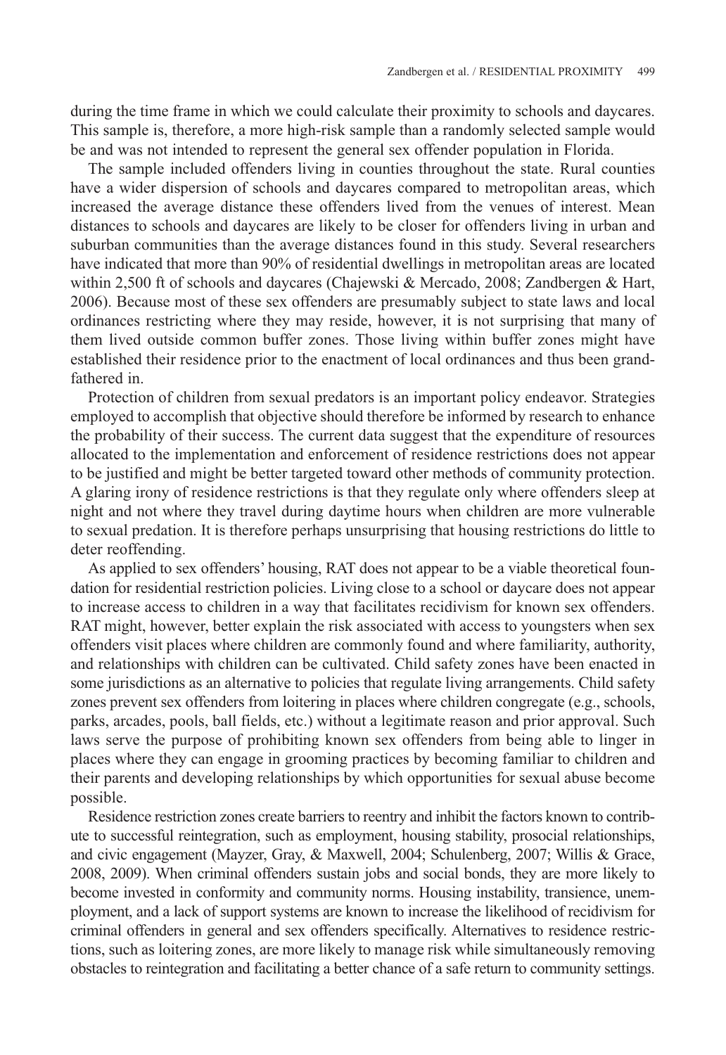during the time frame in which we could calculate their proximity to schools and daycares. This sample is, therefore, a more high-risk sample than a randomly selected sample would be and was not intended to represent the general sex offender population in Florida.

The sample included offenders living in counties throughout the state. Rural counties have a wider dispersion of schools and daycares compared to metropolitan areas, which increased the average distance these offenders lived from the venues of interest. Mean distances to schools and daycares are likely to be closer for offenders living in urban and suburban communities than the average distances found in this study. Several researchers have indicated that more than 90% of residential dwellings in metropolitan areas are located within 2,500 ft of schools and daycares (Chajewski & Mercado, 2008; Zandbergen & Hart, 2006). Because most of these sex offenders are presumably subject to state laws and local ordinances restricting where they may reside, however, it is not surprising that many of them lived outside common buffer zones. Those living within buffer zones might have established their residence prior to the enactment of local ordinances and thus been grandfathered in.

Protection of children from sexual predators is an important policy endeavor. Strategies employed to accomplish that objective should therefore be informed by research to enhance the probability of their success. The current data suggest that the expenditure of resources allocated to the implementation and enforcement of residence restrictions does not appear to be justified and might be better targeted toward other methods of community protection. A glaring irony of residence restrictions is that they regulate only where offenders sleep at night and not where they travel during daytime hours when children are more vulnerable to sexual predation. It is therefore perhaps unsurprising that housing restrictions do little to deter reoffending.

As applied to sex offenders' housing, RAT does not appear to be a viable theoretical foundation for residential restriction policies. Living close to a school or daycare does not appear to increase access to children in a way that facilitates recidivism for known sex offenders. RAT might, however, better explain the risk associated with access to youngsters when sex offenders visit places where children are commonly found and where familiarity, authority, and relationships with children can be cultivated. Child safety zones have been enacted in some jurisdictions as an alternative to policies that regulate living arrangements. Child safety zones prevent sex offenders from loitering in places where children congregate (e.g., schools, parks, arcades, pools, ball fields, etc.) without a legitimate reason and prior approval. Such laws serve the purpose of prohibiting known sex offenders from being able to linger in places where they can engage in grooming practices by becoming familiar to children and their parents and developing relationships by which opportunities for sexual abuse become possible.

Residence restriction zones create barriers to reentry and inhibit the factors known to contribute to successful reintegration, such as employment, housing stability, prosocial relationships, and civic engagement (Mayzer, Gray, & Maxwell, 2004; Schulenberg, 2007; Willis & Grace, 2008, 2009). When criminal offenders sustain jobs and social bonds, they are more likely to become invested in conformity and community norms. Housing instability, transience, unemployment, and a lack of support systems are known to increase the likelihood of recidivism for criminal offenders in general and sex offenders specifically. Alternatives to residence restrictions, such as loitering zones, are more likely to manage risk while simultaneously removing obstacles to reintegration and facilitating a better chance of a safe return to community settings.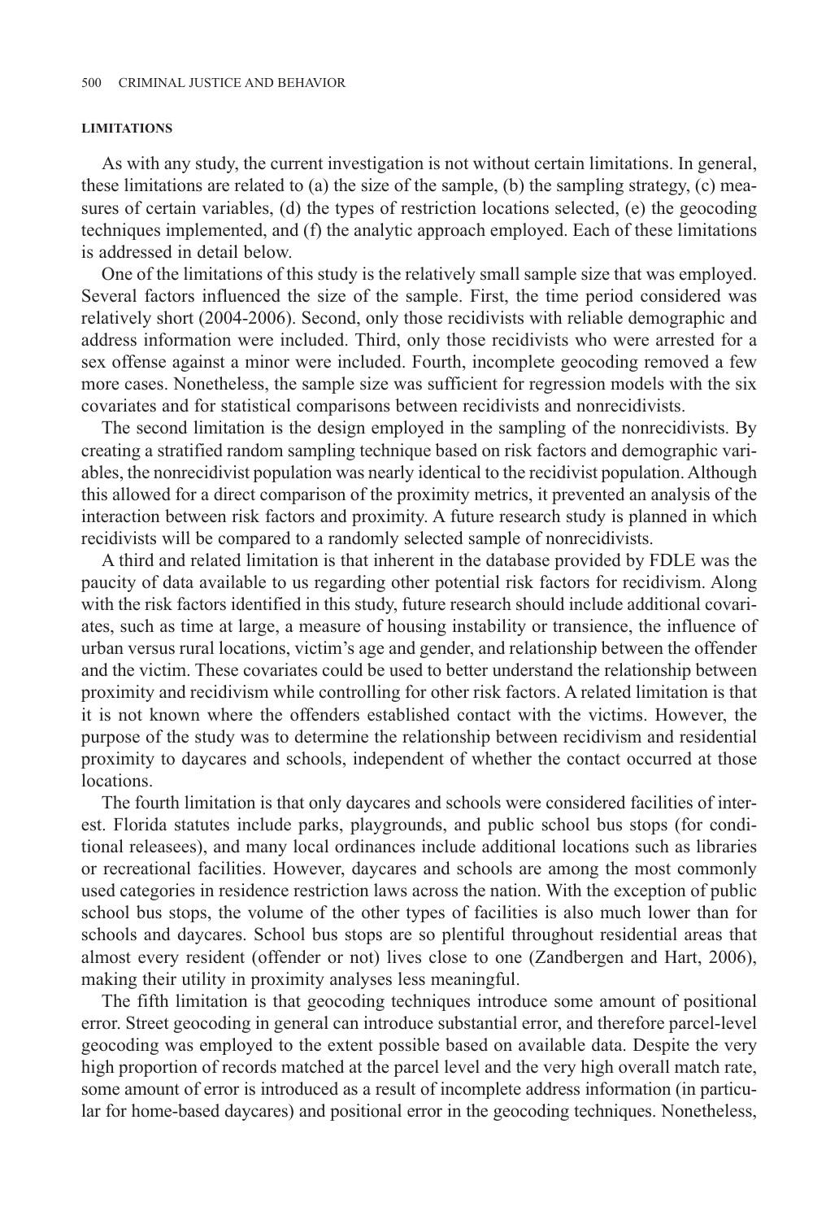### LIMITATIONS

As with any study, the current investigation is not without certain limitations. In general, these limitations are related to (a) the size of the sample, (b) the sampling strategy, (c) measures of certain variables, (d) the types of restriction locations selected, (e) the geocoding techniques implemented, and (f) the analytic approach employed. Each of these limitations is addressed in detail below.

One of the limitations of this study is the relatively small sample size that was employed. Several factors influenced the size of the sample. First, the time period considered was relatively short (2004-2006). Second, only those recidivists with reliable demographic and address information were included. Third, only those recidivists who were arrested for a sex offense against a minor were included. Fourth, incomplete geocoding removed a few more cases. Nonetheless, the sample size was sufficient for regression models with the six covariates and for statistical comparisons between recidivists and nonrecidivists.

The second limitation is the design employed in the sampling of the nonrecidivists. By creating a stratified random sampling technique based on risk factors and demographic variables, the nonrecidivist population was nearly identical to the recidivist population. Although this allowed for a direct comparison of the proximity metrics, it prevented an analysis of the interaction between risk factors and proximity. A future research study is planned in which recidivists will be compared to a randomly selected sample of nonrecidivists.

A third and related limitation is that inherent in the database provided by FDLE was the paucity of data available to us regarding other potential risk factors for recidivism. Along with the risk factors identified in this study, future research should include additional covariates, such as time at large, a measure of housing instability or transience, the influence of urban versus rural locations, victim's age and gender, and relationship between the offender and the victim. These covariates could be used to better understand the relationship between proximity and recidivism while controlling for other risk factors. A related limitation is that it is not known where the offenders established contact with the victims. However, the purpose of the study was to determine the relationship between recidivism and residential proximity to daycares and schools, independent of whether the contact occurred at those locations.

The fourth limitation is that only daycares and schools were considered facilities of interest. Florida statutes include parks, playgrounds, and public school bus stops (for conditional releasees), and many local ordinances include additional locations such as libraries or recreational facilities. However, daycares and schools are among the most commonly used categories in residence restriction laws across the nation. With the exception of public school bus stops, the volume of the other types of facilities is also much lower than for schools and daycares. School bus stops are so plentiful throughout residential areas that almost every resident (offender or not) lives close to one (Zandbergen and Hart, 2006), making their utility in proximity analyses less meaningful.

The fifth limitation is that geocoding techniques introduce some amount of positional error. Street geocoding in general can introduce substantial error, and therefore parcel-level geocoding was employed to the extent possible based on available data. Despite the very high proportion of records matched at the parcel level and the very high overall match rate, some amount of error is introduced as a result of incomplete address information (in particular for home-based daycares) and positional error in the geocoding techniques. Nonetheless,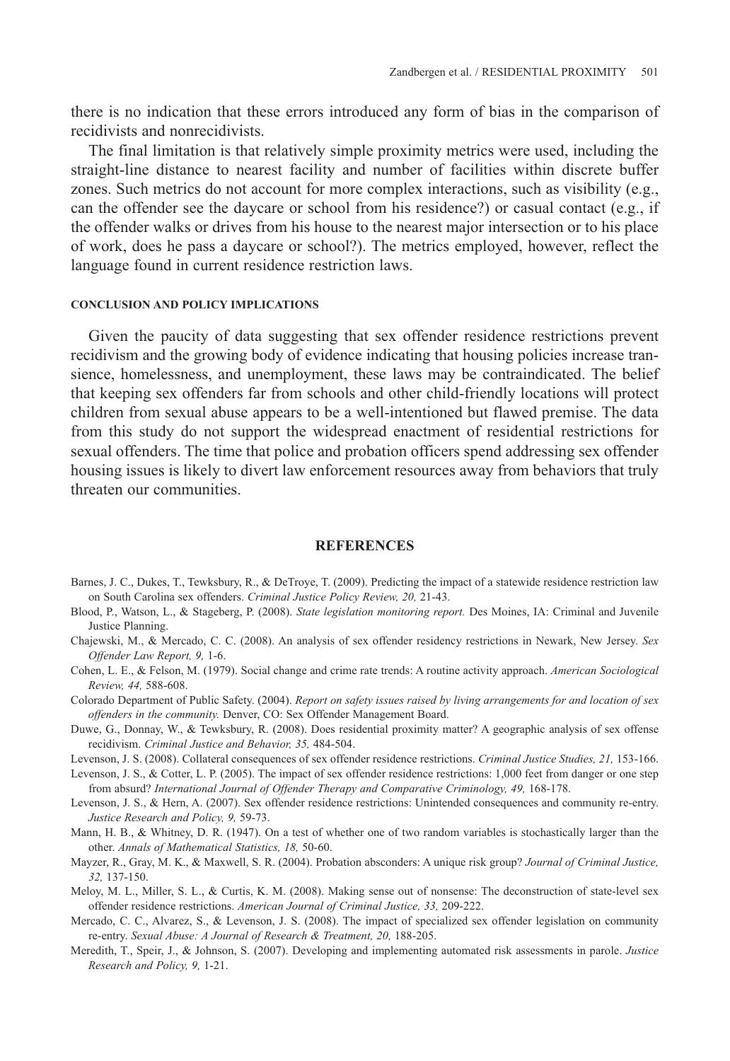there is no indication that these errors introduced any form of bias in the comparison of recidivists and nonrecidivists.

The final limitation is that relatively simple proximity metrics were used, including the straight-line distance to nearest facility and number of facilities within discrete buffer zones. Such metrics do not account for more complex interactions, such as visibility (e.g., can the offender see the daycare or school from his residence?) or casual contact (e.g., if the offender walks or drives from his house to the nearest major intersection or to his place of work, does he pass a daycare or school?). The metrics employed, however, reflect the language found in current residence restriction laws.

#### CONCLUSION AND POLICY IMPLICATIONS

Given the paucity of data suggesting that sex offender residence restrictions prevent recidivism and the growing body of evidence indicating that housing policies increase transience, homelessness, and unemployment, these laws may be contraindicated. The belief that keeping sex offenders far from schools and other child-friendly locations will protect children from sexual abuse appears to be a well-intentioned but flawed premise. The data from this study do not support the widespread enactment of residential restrictions for sexual offenders. The time that police and probation officers spend addressing sex offender housing issues is likely to divert law enforcement resources away from behaviors that truly threaten our communities.

## REFERENCES

Barnes, J. C., Dukes, T., Tewksbury, R., & DeTroye, T. (2009). Predicting the impact of a statewide residence restriction law on South Carolina sex offenders. *Criminal Justice Policy Review, 20,* 21-43.

Blood, P., Watson, L., & Stageberg, P. (2008). *State legislation monitoring report.* Des Moines, IA: Criminal and Juvenile Justice Planning.

Chajewski, M., & Mercado, C. C. (2008). An analysis of sex offender residency restrictions in Newark, New Jersey. *Sex Offender Law Report, 9,* 1-6.

Cohen, L. E., & Felson, M. (1979). Social change and crime rate trends: A routine activity approach. *American Sociological Review, 44,* 588-608.

Colorado Department of Public Safety. (2004). *Report on safety issues raised by living arrangements for and location of sex offenders in the community.* Denver, CO: Sex Offender Management Board.

Duwe, G., Donnay, W., & Tewksbury, R. (2008). Does residential proximity matter? A geographic analysis of sex offense recidivism. *Criminal Justice and Behavior, 35,* 484-504.

Levenson, J. S. (2008). Collateral consequences of sex offender residence restrictions. *Criminal Justice Studies, 21,* 153-166.

Levenson, J. S., & Cotter, L. P. (2005). The impact of sex offender residence restrictions: 1,000 feet from danger or one step from absurd? *International Journal of Offender Therapy and Comparative Criminology, 49,* 168-178.

Levenson, J. S., & Hern, A. (2007). Sex offender residence restrictions: Unintended consequences and community re-entry. *Justice Research and Policy, 9,* 59-73.

Mann, H. B., & Whitney, D. R. (1947). On a test of whether one of two random variables is stochastically larger than the other. *Annals of Mathematical Statistics, 18,* 50-60.

Mayzer, R., Gray, M. K., & Maxwell, S. R. (2004). Probation absconders: A unique risk group? *Journal of Criminal Justice, 32,* 137-150.

Meloy, M. L., Miller, S. L., & Curtis, K. M. (2008). Making sense out of nonsense: The deconstruction of state-level sex offender residence restrictions. *American Journal of Criminal Justice, 33,* 209-222.

Mercado, C. C., Alvarez, S., & Levenson, J. S. (2008). The impact of specialized sex offender legislation on community re-entry. *Sexual Abuse: A Journal of Research & Treatment, 20,* 188-205.

Meredith, T., Speir, J., & Johnson, S. (2007). Developing and implementing automated risk assessments in parole. *Justice Research and Policy, 9,* 1-21.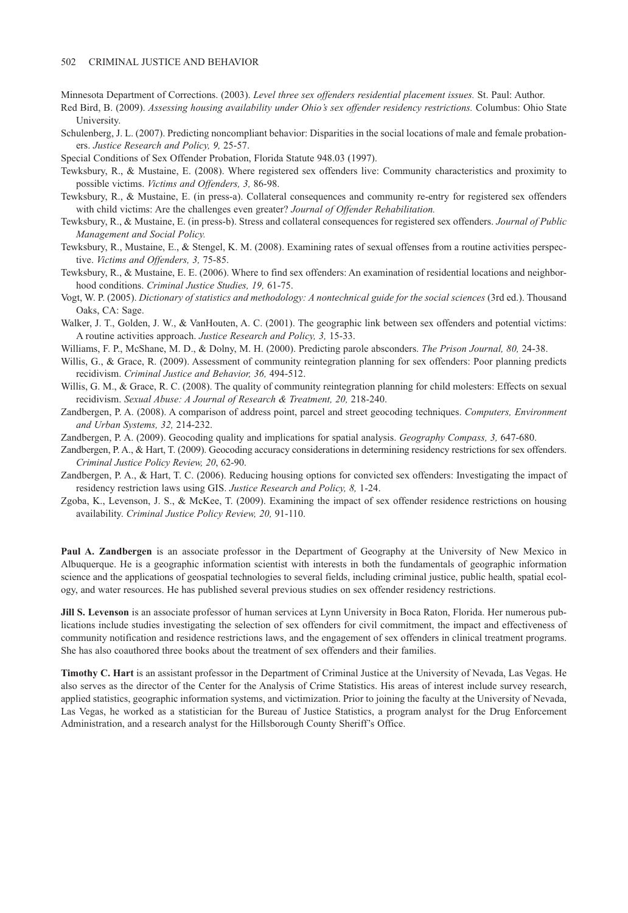Minnesota Department of Corrections. (2003). *Level three sex offenders residential placement issues.* St. Paul: Author.

Red Bird, B. (2009). *Assessing housing availability under Ohio's sex offender residency restrictions.* Columbus: Ohio State University.

Schulenberg, J. L. (2007). Predicting noncompliant behavior: Disparities in the social locations of male and female probationers. *Justice Research and Policy, 9,* 25-57.

Special Conditions of Sex Offender Probation, Florida Statute 948.03 (1997).

Tewksbury, R., & Mustaine, E. (2008). Where registered sex offenders live: Community characteristics and proximity to possible victims. *Victims and Offenders, 3,* 86-98.

Tewksbury, R., & Mustaine, E. (in press-a). Collateral consequences and community re-entry for registered sex offenders with child victims: Are the challenges even greater? *Journal of Offender Rehabilitation.*

Tewksbury, R., & Mustaine, E. (in press-b). Stress and collateral consequences for registered sex offenders. *Journal of Public Management and Social Policy.*

Tewksbury, R., Mustaine, E., & Stengel, K. M. (2008). Examining rates of sexual offenses from a routine activities perspective. *Victims and Offenders, 3,* 75-85.

Tewksbury, R., & Mustaine, E. E. (2006). Where to find sex offenders: An examination of residential locations and neighborhood conditions. *Criminal Justice Studies, 19,* 61-75.

Vogt, W. P. (2005). *Dictionary of statistics and methodology: A nontechnical guide for the social sciences* (3rd ed.). Thousand Oaks, CA: Sage.

Walker, J. T., Golden, J. W., & VanHouten, A. C. (2001). The geographic link between sex offenders and potential victims: A routine activities approach. *Justice Research and Policy, 3,* 15-33.

Williams, F. P., McShane, M. D., & Dolny, M. H. (2000). Predicting parole absconders. *The Prison Journal, 80,* 24-38.

Willis, G., & Grace, R. (2009). Assessment of community reintegration planning for sex offenders: Poor planning predicts recidivism. *Criminal Justice and Behavior, 36,* 494-512.

Willis, G. M., & Grace, R. C. (2008). The quality of community reintegration planning for child molesters: Effects on sexual recidivism. *Sexual Abuse: A Journal of Research & Treatment, 20,* 218-240.

Zandbergen, P. A. (2008). A comparison of address point, parcel and street geocoding techniques. *Computers, Environment and Urban Systems, 32,* 214-232.

Zandbergen, P. A. (2009). Geocoding quality and implications for spatial analysis. *Geography Compass, 3,* 647-680.

Zandbergen, P. A., & Hart, T. (2009). Geocoding accuracy considerations in determining residency restrictions for sex offenders. *Criminal Justice Policy Review, 20*, 62-90.

Zandbergen, P. A., & Hart, T. C. (2006). Reducing housing options for convicted sex offenders: Investigating the impact of residency restriction laws using GIS. *Justice Research and Policy, 8,* 1-24.

Zgoba, K., Levenson, J. S., & McKee, T. (2009). Examining the impact of sex offender residence restrictions on housing availability. *Criminal Justice Policy Review, 20,* 91-110.

**Paul A. Zandbergen** is an associate professor in the Department of Geography at the University of New Mexico in Albuquerque. He is a geographic information scientist with interests in both the fundamentals of geographic information science and the applications of geospatial technologies to several fields, including criminal justice, public health, spatial ecology, and water resources. He has published several previous studies on sex offender residency restrictions.

**Jill S. Levenson** is an associate professor of human services at Lynn University in Boca Raton, Florida. Her numerous publications include studies investigating the selection of sex offenders for civil commitment, the impact and effectiveness of community notification and residence restrictions laws, and the engagement of sex offenders in clinical treatment programs. She has also coauthored three books about the treatment of sex offenders and their families.

**Timothy C. Hart** is an assistant professor in the Department of Criminal Justice at the University of Nevada, Las Vegas. He also serves as the director of the Center for the Analysis of Crime Statistics. His areas of interest include survey research, applied statistics, geographic information systems, and victimization. Prior to joining the faculty at the University of Nevada, Las Vegas, he worked as a statistician for the Bureau of Justice Statistics, a program analyst for the Drug Enforcement Administration, and a research analyst for the Hillsborough County Sheriff's Office.